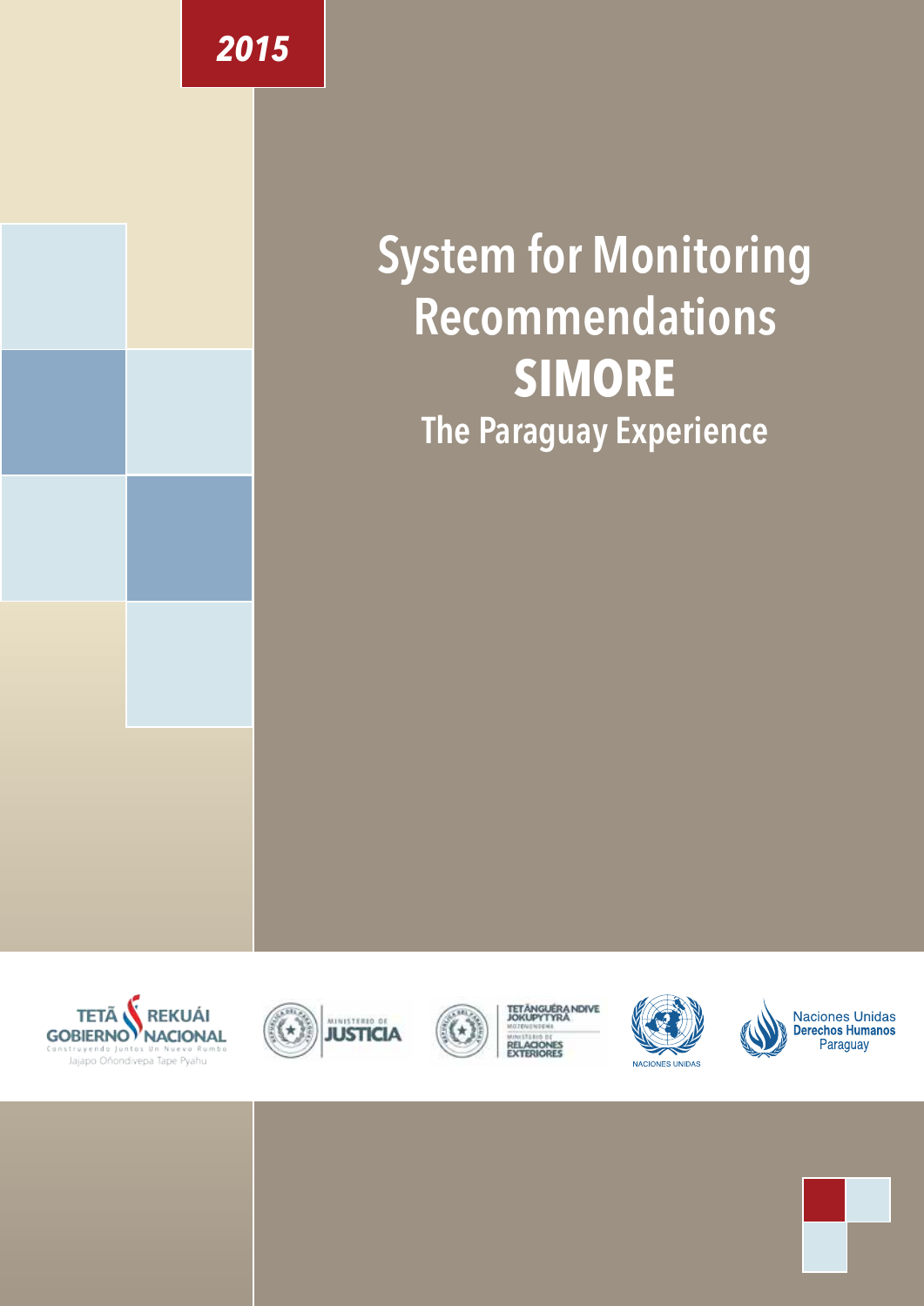2015

# System for Monitoring Recommendations

# SIMORE

## The Paraguay Experience

TETÃ REKUÁI GOBIERNO NACIONAL
Construyendo Juntos Un Nuevo Rumbo
Jajapo Oñondivepa Tape Pyahu

MINISTERIO DE JUSTICIA

TETÃNGUÉRA NDIVE JOKUPYTYRÃ MOTENONDEHA
MINISTERIO DE RELACIONES EXTERIORES

NACIONES UNIDAS

Naciones Unidas Derechos Humanos Paraguay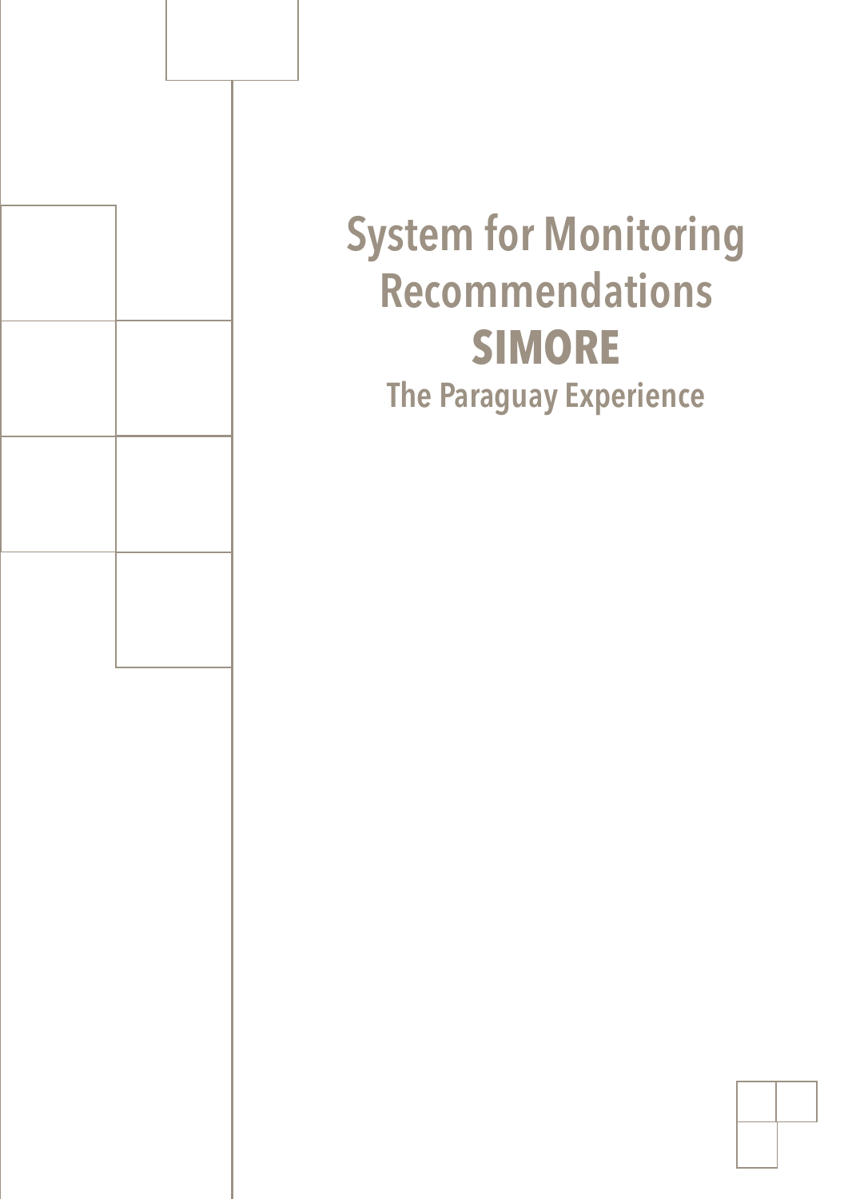# System for Monitoring Recommendations

## SIMORE

### The Paraguay Experience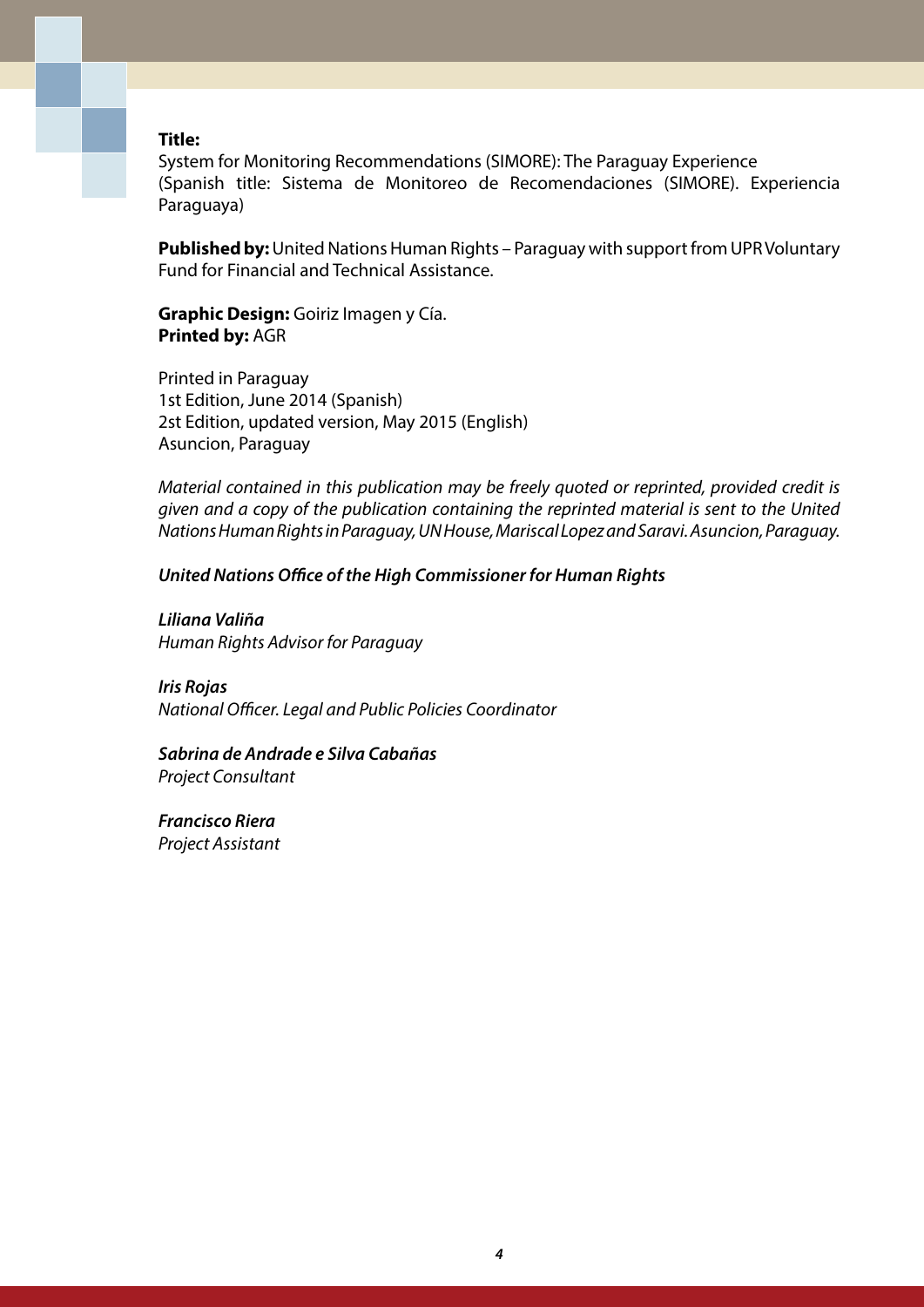**Title:**
System for Monitoring Recommendations (SIMORE): The Paraguay Experience
(Spanish title: Sistema de Monitoreo de Recomendaciones (SIMORE). Experiencia Paraguaya)

**Published by:** United Nations Human Rights – Paraguay with support from UPR Voluntary Fund for Financial and Technical Assistance.

**Graphic Design:** Goiriz Imagen y Cía.
**Printed by:** AGR

Printed in Paraguay
1st Edition, June 2014 (Spanish)
2st Edition, updated version, May 2015 (English)
Asuncion, Paraguay

*Material contained in this publication may be freely quoted or reprinted, provided credit is given and a copy of the publication containing the reprinted material is sent to the United Nations Human Rights in Paraguay, UN House, Mariscal Lopez and Saravi. Asuncion, Paraguay.*

***United Nations Office of the High Commissioner for Human Rights***

***Liliana Valiña***
*Human Rights Advisor for Paraguay*

***Iris Rojas***
*National Officer. Legal and Public Policies Coordinator*

***Sabrina de Andrade e Silva Cabañas***
*Project Consultant*

***Francisco Riera***
*Project Assistant*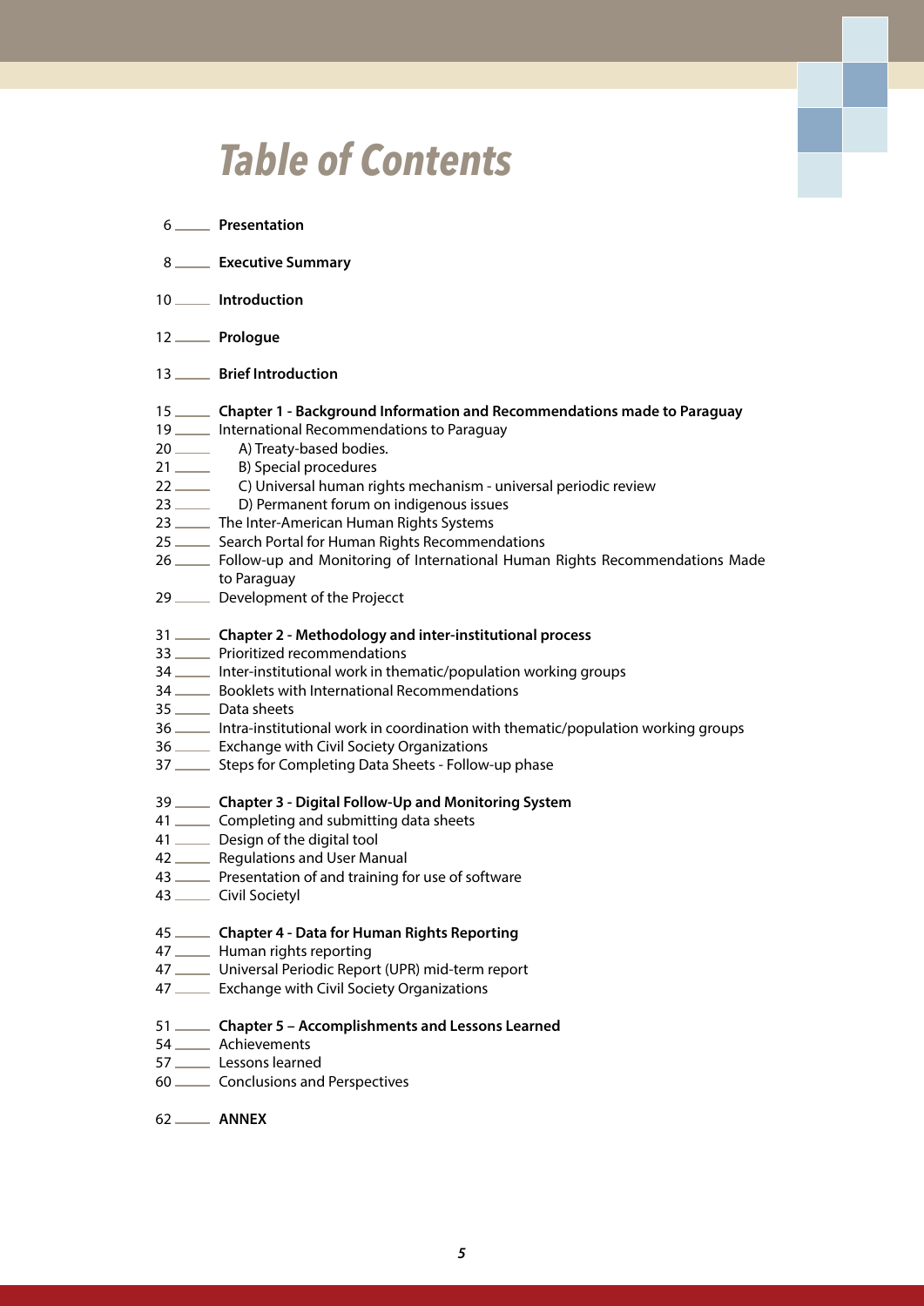# Table of Contents

6 **Presentation**

8 **Executive Summary**

10 **Introduction**

12 **Prologue**

13 **Brief Introduction**

15 **Chapter 1 - Background Information and Recommendations made to Paraguay**
19 International Recommendations to Paraguay
20 A) Treaty-based bodies.
21 B) Special procedures
22 C) Universal human rights mechanism - universal periodic review
23 D) Permanent forum on indigenous issues
23 The Inter-American Human Rights Systems
25 Search Portal for Human Rights Recommendations
26 Follow-up and Monitoring of International Human Rights Recommendations Made to Paraguay
29 Development of the Projecct

31 **Chapter 2 - Methodology and inter-institutional process**
33 Prioritized recommendations
34 Inter-institutional work in thematic/population working groups
34 Booklets with International Recommendations
35 Data sheets
36 Intra-institutional work in coordination with thematic/population working groups
36 Exchange with Civil Society Organizations
37 Steps for Completing Data Sheets - Follow-up phase

39 **Chapter 3 - Digital Follow-Up and Monitoring System**
41 Completing and submitting data sheets
41 Design of the digital tool
42 Regulations and User Manual
43 Presentation of and training for use of software
43 Civil Societyl

45 **Chapter 4 - Data for Human Rights Reporting**
47 Human rights reporting
47 Universal Periodic Report (UPR) mid-term report
47 Exchange with Civil Society Organizations

51 **Chapter 5 – Accomplishments and Lessons Learned**
54 Achievements
57 Lessons learned
60 Conclusions and Perspectives

62 **ANNEX**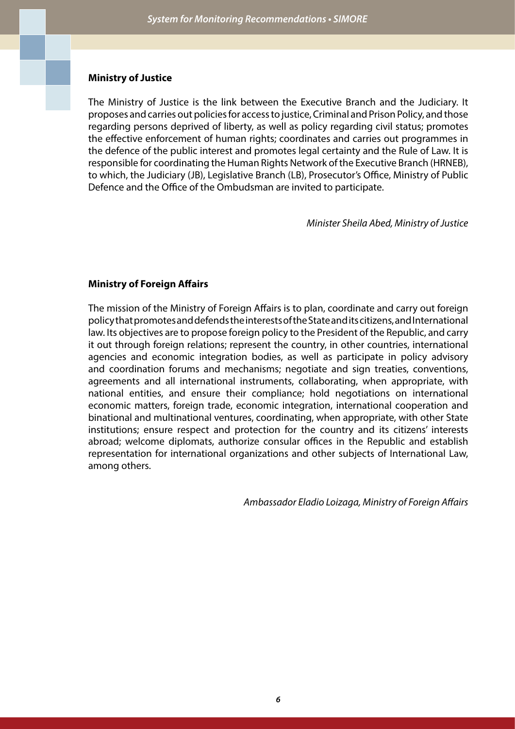**Ministry of Justice**

The Ministry of Justice is the link between the Executive Branch and the Judiciary. It proposes and carries out policies for access to justice, Criminal and Prison Policy, and those regarding persons deprived of liberty, as well as policy regarding civil status; promotes the effective enforcement of human rights; coordinates and carries out programmes in the defence of the public interest and promotes legal certainty and the Rule of Law. It is responsible for coordinating the Human Rights Network of the Executive Branch (HRNEB), to which, the Judiciary (JB), Legislative Branch (LB), Prosecutor's Office, Ministry of Public Defence and the Office of the Ombudsman are invited to participate.

*Minister Sheila Abed, Ministry of Justice*

**Ministry of Foreign Affairs**

The mission of the Ministry of Foreign Affairs is to plan, coordinate and carry out foreign policy that promotes and defends the interests of the State and its citizens, and International law. Its objectives are to propose foreign policy to the President of the Republic, and carry it out through foreign relations; represent the country, in other countries, international agencies and economic integration bodies, as well as participate in policy advisory and coordination forums and mechanisms; negotiate and sign treaties, conventions, agreements and all international instruments, collaborating, when appropriate, with national entities, and ensure their compliance; hold negotiations on international economic matters, foreign trade, economic integration, international cooperation and binational and multinational ventures, coordinating, when appropriate, with other State institutions; ensure respect and protection for the country and its citizens' interests abroad; welcome diplomats, authorize consular offices in the Republic and establish representation for international organizations and other subjects of International Law, among others.

*Ambassador Eladio Loizaga, Ministry of Foreign Affairs*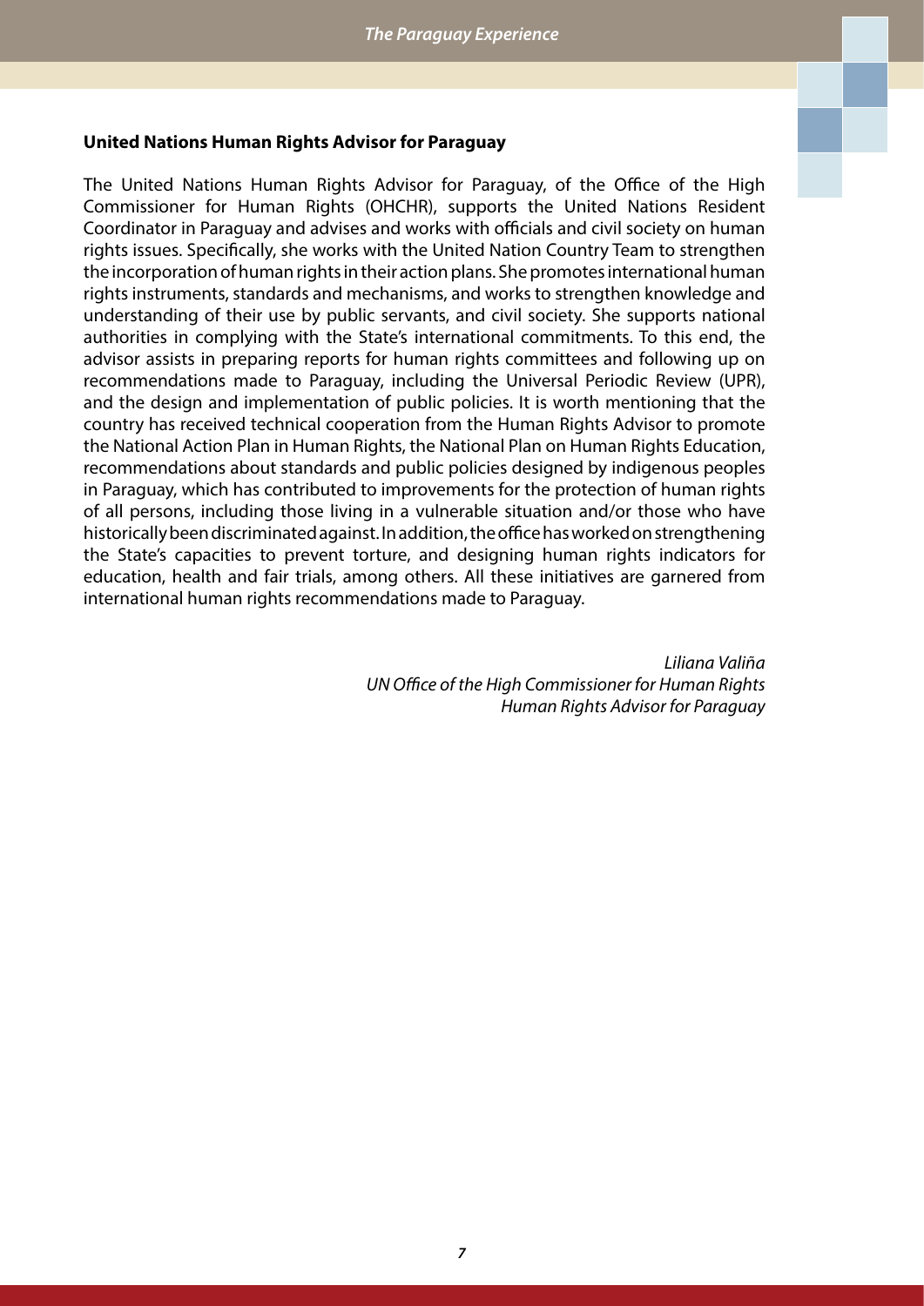**United Nations Human Rights Advisor for Paraguay**

The United Nations Human Rights Advisor for Paraguay, of the Office of the High Commissioner for Human Rights (OHCHR), supports the United Nations Resident Coordinator in Paraguay and advises and works with officials and civil society on human rights issues. Specifically, she works with the United Nation Country Team to strengthen the incorporation of human rights in their action plans. She promotes international human rights instruments, standards and mechanisms, and works to strengthen knowledge and understanding of their use by public servants, and civil society. She supports national authorities in complying with the State's international commitments. To this end, the advisor assists in preparing reports for human rights committees and following up on recommendations made to Paraguay, including the Universal Periodic Review (UPR), and the design and implementation of public policies. It is worth mentioning that the country has received technical cooperation from the Human Rights Advisor to promote the National Action Plan in Human Rights, the National Plan on Human Rights Education, recommendations about standards and public policies designed by indigenous peoples in Paraguay, which has contributed to improvements for the protection of human rights of all persons, including those living in a vulnerable situation and/or those who have historically been discriminated against. In addition, the office has worked on strengthening the State's capacities to prevent torture, and designing human rights indicators for education, health and fair trials, among others. All these initiatives are garnered from international human rights recommendations made to Paraguay.

*Liliana Valiña*
*UN Office of the High Commissioner for Human Rights*
*Human Rights Advisor for Paraguay*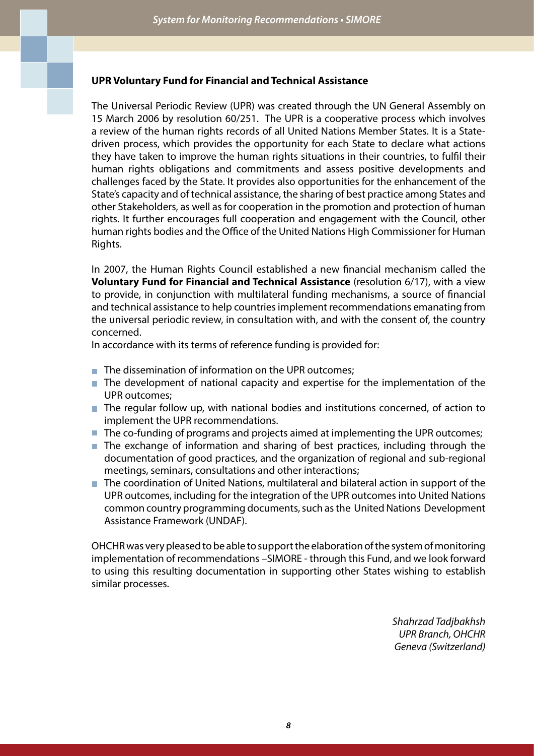## UPR Voluntary Fund for Financial and Technical Assistance

The Universal Periodic Review (UPR) was created through the UN General Assembly on 15 March 2006 by resolution 60/251. The UPR is a cooperative process which involves a review of the human rights records of all United Nations Member States. It is a State-driven process, which provides the opportunity for each State to declare what actions they have taken to improve the human rights situations in their countries, to fulfil their human rights obligations and commitments and assess positive developments and challenges faced by the State. It provides also opportunities for the enhancement of the State's capacity and of technical assistance, the sharing of best practice among States and other Stakeholders, as well as for cooperation in the promotion and protection of human rights. It further encourages full cooperation and engagement with the Council, other human rights bodies and the Office of the United Nations High Commissioner for Human Rights.

In 2007, the Human Rights Council established a new financial mechanism called the **Voluntary Fund for Financial and Technical Assistance** (resolution 6/17), with a view to provide, in conjunction with multilateral funding mechanisms, a source of financial and technical assistance to help countries implement recommendations emanating from the universal periodic review, in consultation with, and with the consent of, the country concerned.

In accordance with its terms of reference funding is provided for:

- The dissemination of information on the UPR outcomes;
- The development of national capacity and expertise for the implementation of the UPR outcomes;
- The regular follow up, with national bodies and institutions concerned, of action to implement the UPR recommendations.
- The co-funding of programs and projects aimed at implementing the UPR outcomes;
- The exchange of information and sharing of best practices, including through the documentation of good practices, and the organization of regional and sub-regional meetings, seminars, consultations and other interactions;
- The coordination of United Nations, multilateral and bilateral action in support of the UPR outcomes, including for the integration of the UPR outcomes into United Nations common country programming documents, such as the United Nations Development Assistance Framework (UNDAF).

OHCHR was very pleased to be able to support the elaboration of the system of monitoring implementation of recommendations –SIMORE - through this Fund, and we look forward to using this resulting documentation in supporting other States wishing to establish similar processes.

*Shahrzad Tadjbakhsh*
*UPR Branch, OHCHR*
*Geneva (Switzerland)*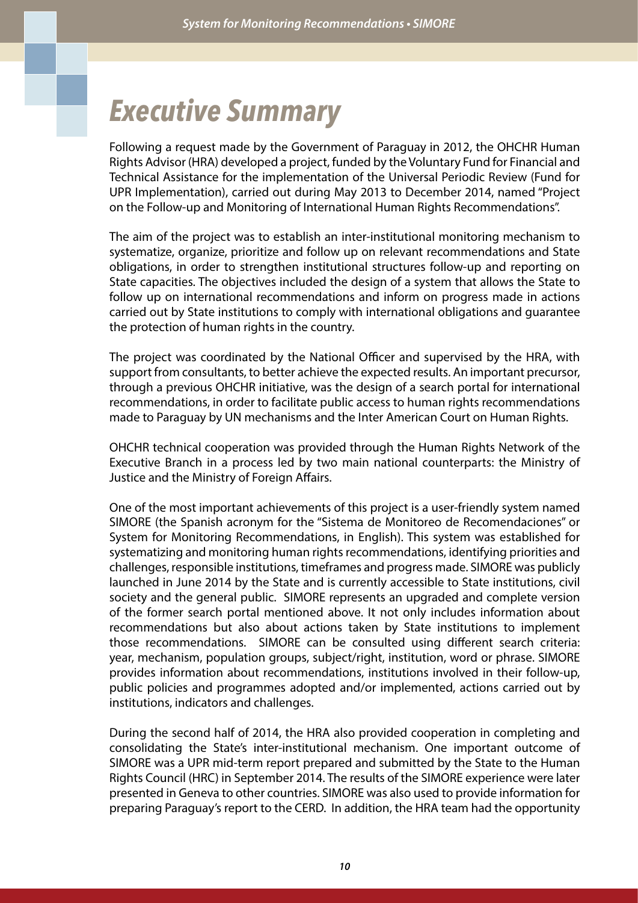# *Executive Summary*

Following a request made by the Government of Paraguay in 2012, the OHCHR Human Rights Advisor (HRA) developed a project, funded by the Voluntary Fund for Financial and Technical Assistance for the implementation of the Universal Periodic Review (Fund for UPR Implementation), carried out during May 2013 to December 2014, named "Project on the Follow-up and Monitoring of International Human Rights Recommendations".

The aim of the project was to establish an inter-institutional monitoring mechanism to systematize, organize, prioritize and follow up on relevant recommendations and State obligations, in order to strengthen institutional structures follow-up and reporting on State capacities. The objectives included the design of a system that allows the State to follow up on international recommendations and inform on progress made in actions carried out by State institutions to comply with international obligations and guarantee the protection of human rights in the country.

The project was coordinated by the National Officer and supervised by the HRA, with support from consultants, to better achieve the expected results. An important precursor, through a previous OHCHR initiative, was the design of a search portal for international recommendations, in order to facilitate public access to human rights recommendations made to Paraguay by UN mechanisms and the Inter American Court on Human Rights.

OHCHR technical cooperation was provided through the Human Rights Network of the Executive Branch in a process led by two main national counterparts: the Ministry of Justice and the Ministry of Foreign Affairs.

One of the most important achievements of this project is a user-friendly system named SIMORE (the Spanish acronym for the "Sistema de Monitoreo de Recomendaciones" or System for Monitoring Recommendations, in English). This system was established for systematizing and monitoring human rights recommendations, identifying priorities and challenges, responsible institutions, timeframes and progress made. SIMORE was publicly launched in June 2014 by the State and is currently accessible to State institutions, civil society and the general public. SIMORE represents an upgraded and complete version of the former search portal mentioned above. It not only includes information about recommendations but also about actions taken by State institutions to implement those recommendations. SIMORE can be consulted using different search criteria: year, mechanism, population groups, subject/right, institution, word or phrase. SIMORE provides information about recommendations, institutions involved in their follow-up, public policies and programmes adopted and/or implemented, actions carried out by institutions, indicators and challenges.

During the second half of 2014, the HRA also provided cooperation in completing and consolidating the State's inter-institutional mechanism. One important outcome of SIMORE was a UPR mid-term report prepared and submitted by the State to the Human Rights Council (HRC) in September 2014. The results of the SIMORE experience were later presented in Geneva to other countries. SIMORE was also used to provide information for preparing Paraguay's report to the CERD. In addition, the HRA team had the opportunity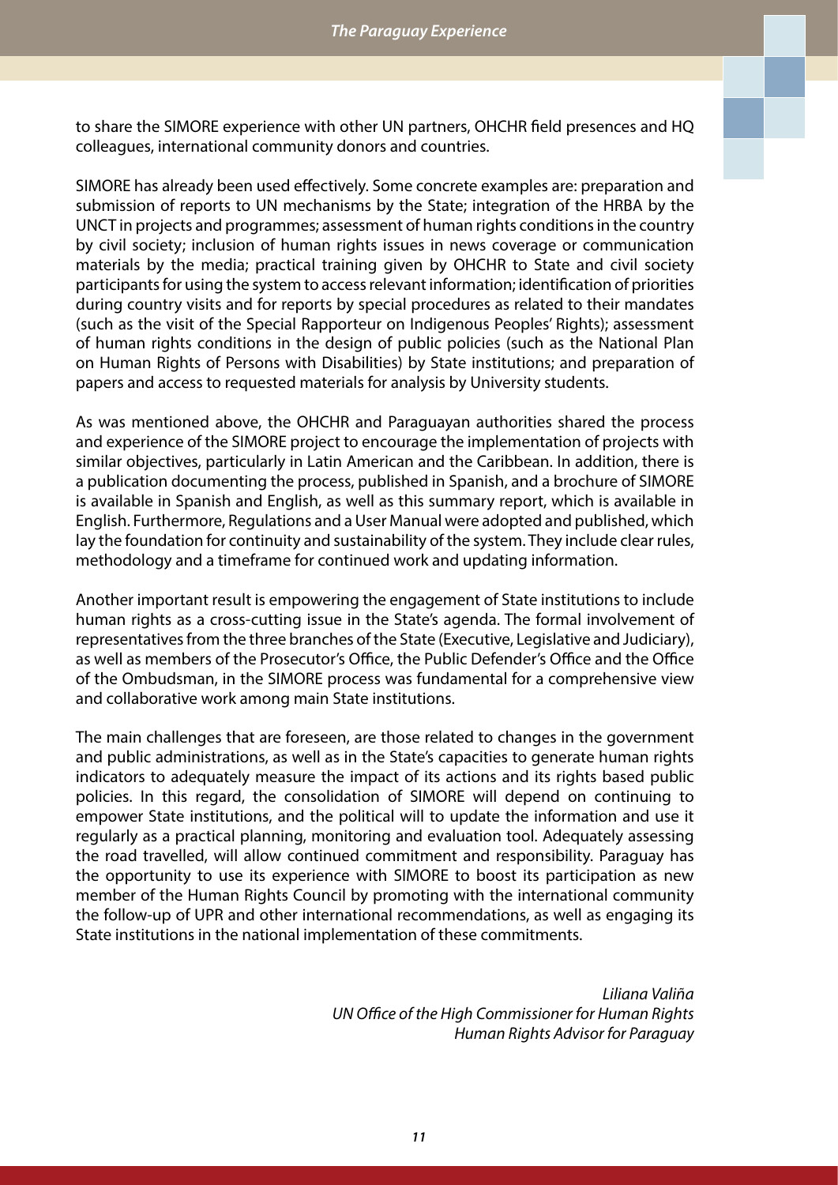to share the SIMORE experience with other UN partners, OHCHR field presences and HQ colleagues, international community donors and countries.

SIMORE has already been used effectively. Some concrete examples are: preparation and submission of reports to UN mechanisms by the State; integration of the HRBA by the UNCT in projects and programmes; assessment of human rights conditions in the country by civil society; inclusion of human rights issues in news coverage or communication materials by the media; practical training given by OHCHR to State and civil society participants for using the system to access relevant information; identification of priorities during country visits and for reports by special procedures as related to their mandates (such as the visit of the Special Rapporteur on Indigenous Peoples' Rights); assessment of human rights conditions in the design of public policies (such as the National Plan on Human Rights of Persons with Disabilities) by State institutions; and preparation of papers and access to requested materials for analysis by University students.

As was mentioned above, the OHCHR and Paraguayan authorities shared the process and experience of the SIMORE project to encourage the implementation of projects with similar objectives, particularly in Latin American and the Caribbean. In addition, there is a publication documenting the process, published in Spanish, and a brochure of SIMORE is available in Spanish and English, as well as this summary report, which is available in English. Furthermore, Regulations and a User Manual were adopted and published, which lay the foundation for continuity and sustainability of the system. They include clear rules, methodology and a timeframe for continued work and updating information.

Another important result is empowering the engagement of State institutions to include human rights as a cross-cutting issue in the State's agenda. The formal involvement of representatives from the three branches of the State (Executive, Legislative and Judiciary), as well as members of the Prosecutor's Office, the Public Defender's Office and the Office of the Ombudsman, in the SIMORE process was fundamental for a comprehensive view and collaborative work among main State institutions.

The main challenges that are foreseen, are those related to changes in the government and public administrations, as well as in the State's capacities to generate human rights indicators to adequately measure the impact of its actions and its rights based public policies. In this regard, the consolidation of SIMORE will depend on continuing to empower State institutions, and the political will to update the information and use it regularly as a practical planning, monitoring and evaluation tool. Adequately assessing the road travelled, will allow continued commitment and responsibility. Paraguay has the opportunity to use its experience with SIMORE to boost its participation as new member of the Human Rights Council by promoting with the international community the follow-up of UPR and other international recommendations, as well as engaging its State institutions in the national implementation of these commitments.

*Liliana Valiña*
*UN Office of the High Commissioner for Human Rights*
*Human Rights Advisor for Paraguay*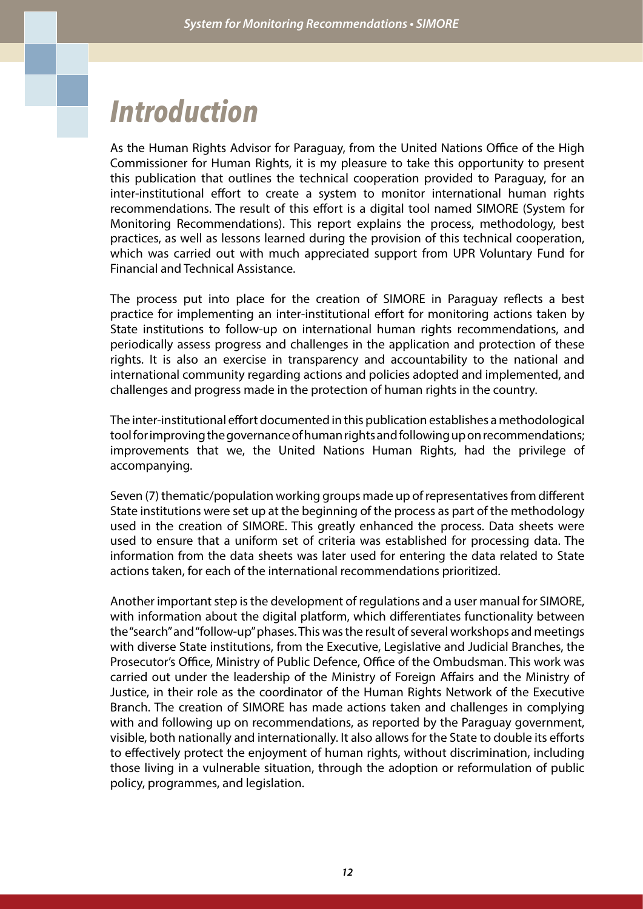# Introduction

As the Human Rights Advisor for Paraguay, from the United Nations Office of the High Commissioner for Human Rights, it is my pleasure to take this opportunity to present this publication that outlines the technical cooperation provided to Paraguay, for an inter-institutional effort to create a system to monitor international human rights recommendations. The result of this effort is a digital tool named SIMORE (System for Monitoring Recommendations). This report explains the process, methodology, best practices, as well as lessons learned during the provision of this technical cooperation, which was carried out with much appreciated support from UPR Voluntary Fund for Financial and Technical Assistance.

The process put into place for the creation of SIMORE in Paraguay reflects a best practice for implementing an inter-institutional effort for monitoring actions taken by State institutions to follow-up on international human rights recommendations, and periodically assess progress and challenges in the application and protection of these rights. It is also an exercise in transparency and accountability to the national and international community regarding actions and policies adopted and implemented, and challenges and progress made in the protection of human rights in the country.

The inter-institutional effort documented in this publication establishes a methodological tool for improving the governance of human rights and following up on recommendations; improvements that we, the United Nations Human Rights, had the privilege of accompanying.

Seven (7) thematic/population working groups made up of representatives from different State institutions were set up at the beginning of the process as part of the methodology used in the creation of SIMORE. This greatly enhanced the process. Data sheets were used to ensure that a uniform set of criteria was established for processing data. The information from the data sheets was later used for entering the data related to State actions taken, for each of the international recommendations prioritized.

Another important step is the development of regulations and a user manual for SIMORE, with information about the digital platform, which differentiates functionality between the "search" and "follow-up" phases. This was the result of several workshops and meetings with diverse State institutions, from the Executive, Legislative and Judicial Branches, the Prosecutor's Office, Ministry of Public Defence, Office of the Ombudsman. This work was carried out under the leadership of the Ministry of Foreign Affairs and the Ministry of Justice, in their role as the coordinator of the Human Rights Network of the Executive Branch. The creation of SIMORE has made actions taken and challenges in complying with and following up on recommendations, as reported by the Paraguay government, visible, both nationally and internationally. It also allows for the State to double its efforts to effectively protect the enjoyment of human rights, without discrimination, including those living in a vulnerable situation, through the adoption or reformulation of public policy, programmes, and legislation.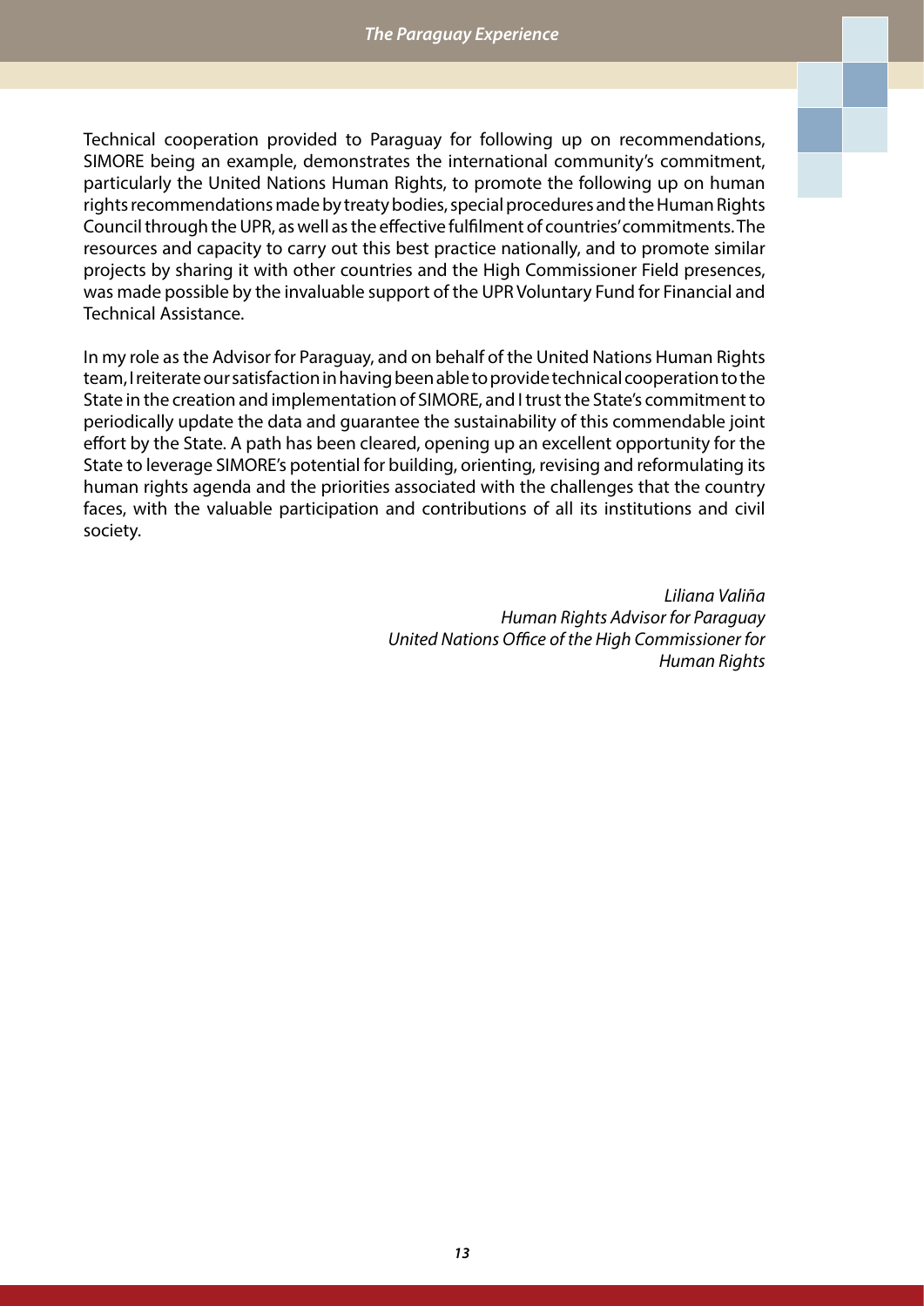Technical cooperation provided to Paraguay for following up on recommendations, SIMORE being an example, demonstrates the international community's commitment, particularly the United Nations Human Rights, to promote the following up on human rights recommendations made by treaty bodies, special procedures and the Human Rights Council through the UPR, as well as the effective fulfilment of countries' commitments. The resources and capacity to carry out this best practice nationally, and to promote similar projects by sharing it with other countries and the High Commissioner Field presences, was made possible by the invaluable support of the UPR Voluntary Fund for Financial and Technical Assistance.

In my role as the Advisor for Paraguay, and on behalf of the United Nations Human Rights team, I reiterate our satisfaction in having been able to provide technical cooperation to the State in the creation and implementation of SIMORE, and I trust the State's commitment to periodically update the data and guarantee the sustainability of this commendable joint effort by the State. A path has been cleared, opening up an excellent opportunity for the State to leverage SIMORE's potential for building, orienting, revising and reformulating its human rights agenda and the priorities associated with the challenges that the country faces, with the valuable participation and contributions of all its institutions and civil society.

*Liliana Valiña*
*Human Rights Advisor for Paraguay*
*United Nations Office of the High Commissioner for Human Rights*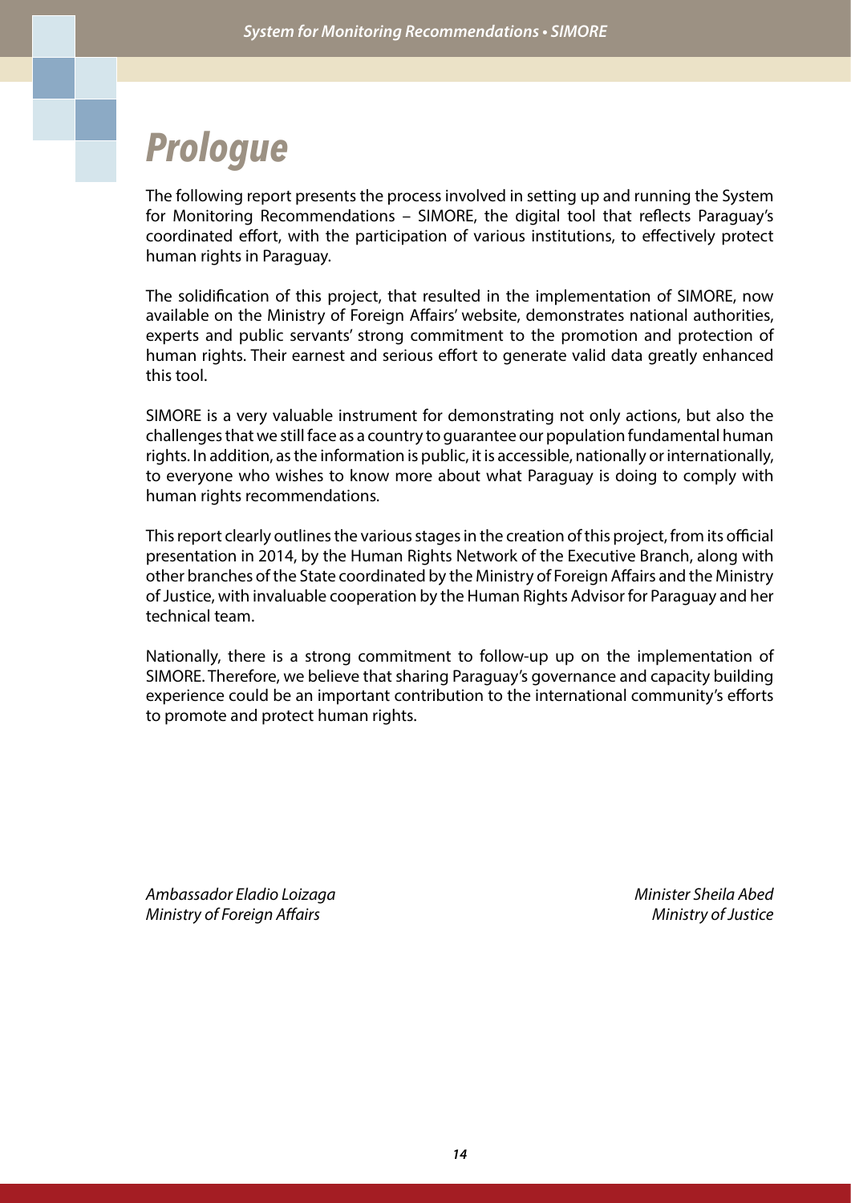# Prologue

The following report presents the process involved in setting up and running the System for Monitoring Recommendations – SIMORE, the digital tool that reflects Paraguay's coordinated effort, with the participation of various institutions, to effectively protect human rights in Paraguay.

The solidification of this project, that resulted in the implementation of SIMORE, now available on the Ministry of Foreign Affairs' website, demonstrates national authorities, experts and public servants' strong commitment to the promotion and protection of human rights. Their earnest and serious effort to generate valid data greatly enhanced this tool.

SIMORE is a very valuable instrument for demonstrating not only actions, but also the challenges that we still face as a country to guarantee our population fundamental human rights. In addition, as the information is public, it is accessible, nationally or internationally, to everyone who wishes to know more about what Paraguay is doing to comply with human rights recommendations.

This report clearly outlines the various stages in the creation of this project, from its official presentation in 2014, by the Human Rights Network of the Executive Branch, along with other branches of the State coordinated by the Ministry of Foreign Affairs and the Ministry of Justice, with invaluable cooperation by the Human Rights Advisor for Paraguay and her technical team.

Nationally, there is a strong commitment to follow-up up on the implementation of SIMORE. Therefore, we believe that sharing Paraguay's governance and capacity building experience could be an important contribution to the international community's efforts to promote and protect human rights.

*Ambassador Eladio Loizaga*
*Ministry of Foreign Affairs*

*Minister Sheila Abed*
*Ministry of Justice*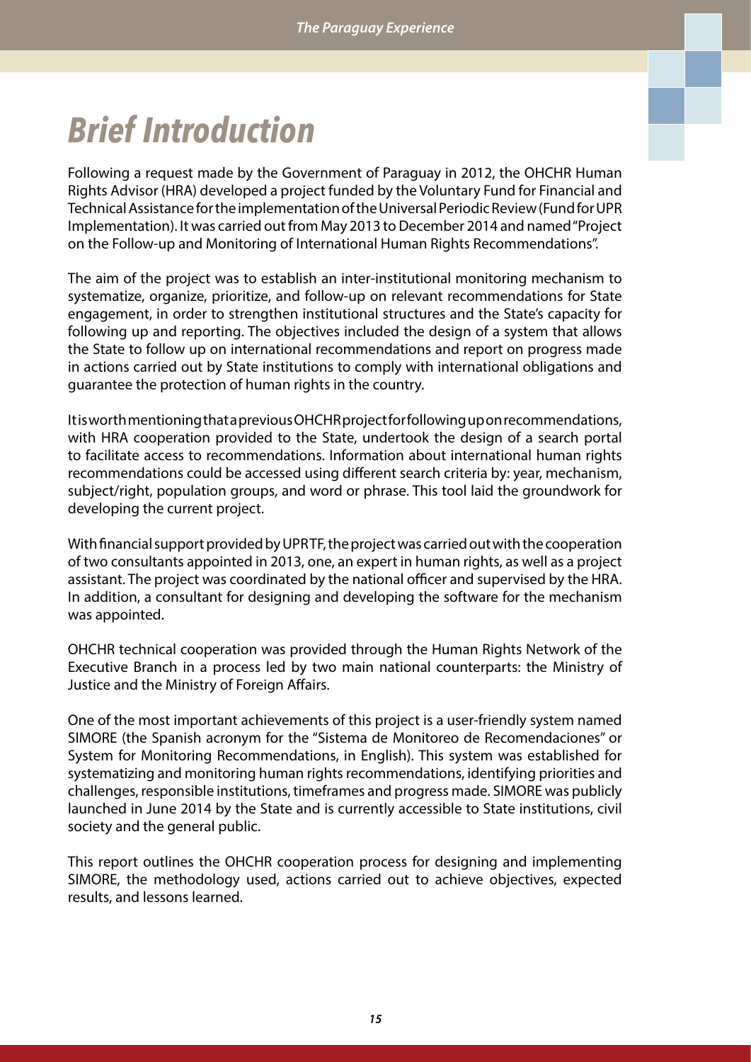# Brief Introduction

Following a request made by the Government of Paraguay in 2012, the OHCHR Human Rights Advisor (HRA) developed a project funded by the Voluntary Fund for Financial and Technical Assistance for the implementation of the Universal Periodic Review (Fund for UPR Implementation). It was carried out from May 2013 to December 2014 and named "Project on the Follow-up and Monitoring of International Human Rights Recommendations".

The aim of the project was to establish an inter-institutional monitoring mechanism to systematize, organize, prioritize, and follow-up on relevant recommendations for State engagement, in order to strengthen institutional structures and the State's capacity for following up and reporting. The objectives included the design of a system that allows the State to follow up on international recommendations and report on progress made in actions carried out by State institutions to comply with international obligations and guarantee the protection of human rights in the country.

It is worth mentioning that a previous OHCHR project for following up on recommendations, with HRA cooperation provided to the State, undertook the design of a search portal to facilitate access to recommendations. Information about international human rights recommendations could be accessed using different search criteria by: year, mechanism, subject/right, population groups, and word or phrase. This tool laid the groundwork for developing the current project.

With financial support provided by UPRTF, the project was carried out with the cooperation of two consultants appointed in 2013, one, an expert in human rights, as well as a project assistant. The project was coordinated by the national officer and supervised by the HRA. In addition, a consultant for designing and developing the software for the mechanism was appointed.

OHCHR technical cooperation was provided through the Human Rights Network of the Executive Branch in a process led by two main national counterparts: the Ministry of Justice and the Ministry of Foreign Affairs.

One of the most important achievements of this project is a user-friendly system named SIMORE (the Spanish acronym for the "Sistema de Monitoreo de Recomendaciones" or System for Monitoring Recommendations, in English). This system was established for systematizing and monitoring human rights recommendations, identifying priorities and challenges, responsible institutions, timeframes and progress made. SIMORE was publicly launched in June 2014 by the State and is currently accessible to State institutions, civil society and the general public.

This report outlines the OHCHR cooperation process for designing and implementing SIMORE, the methodology used, actions carried out to achieve objectives, expected results, and lessons learned.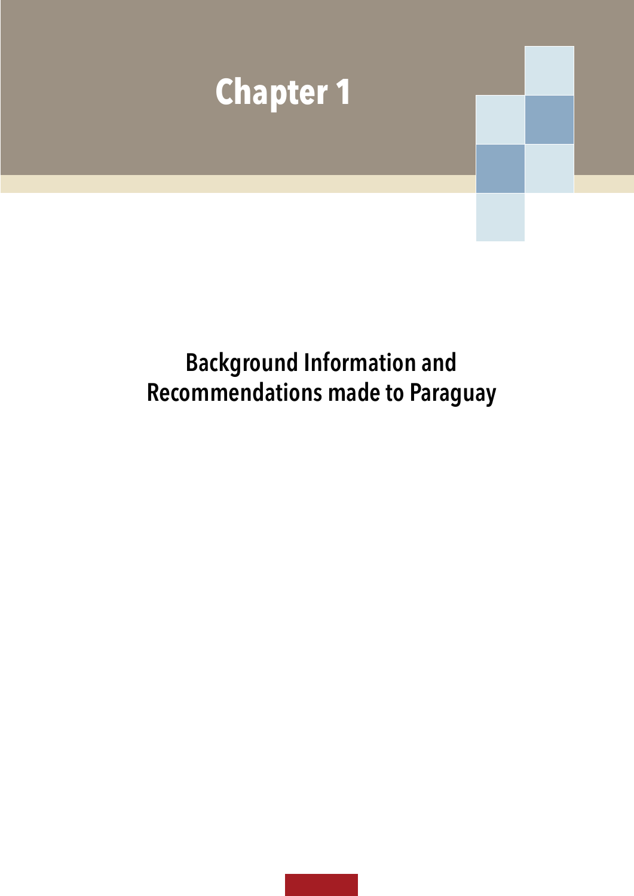# Chapter 1

## Background Information and Recommendations made to Paraguay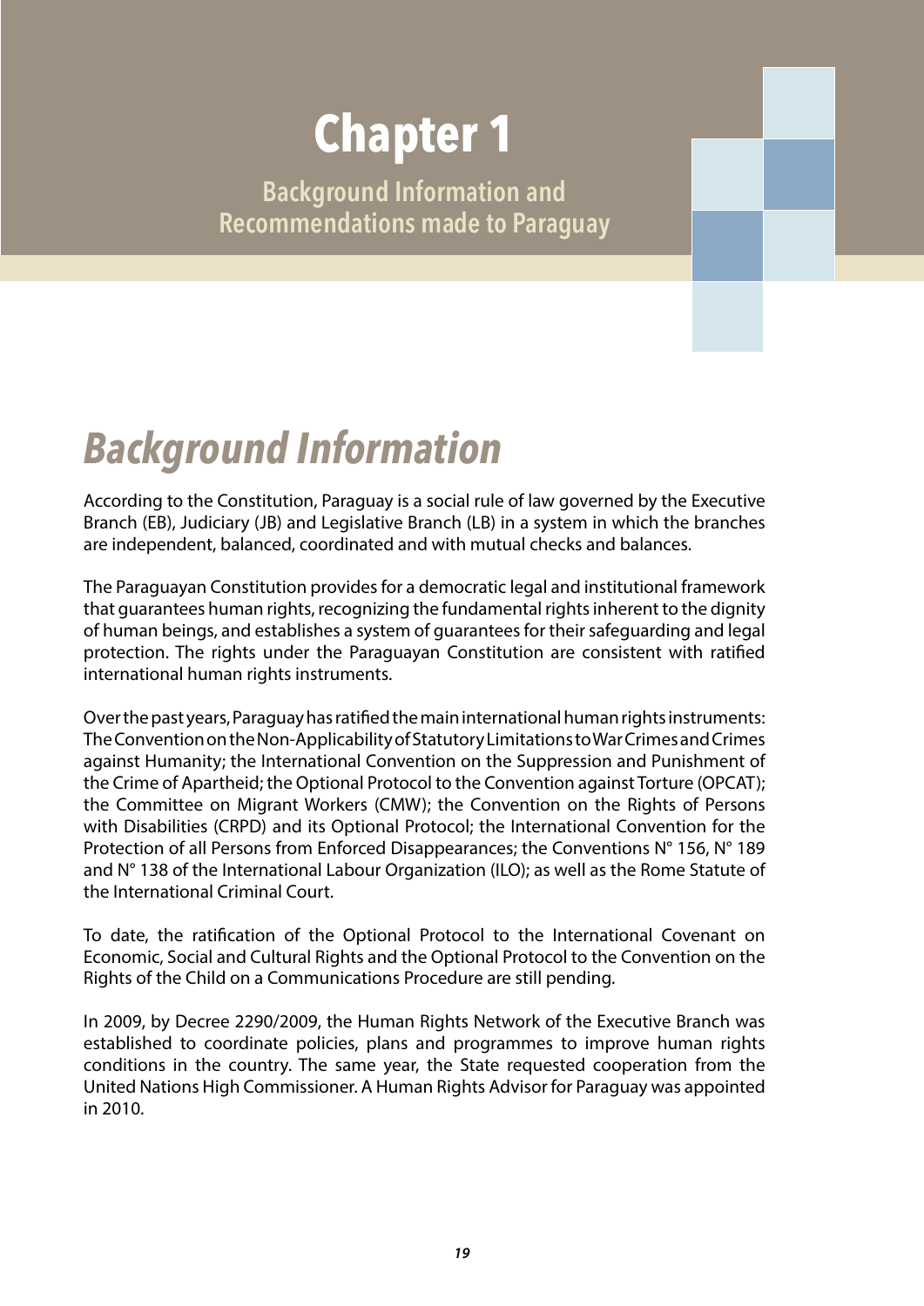# Chapter 1

## Background Information and Recommendations made to Paraguay

## *Background Information*

According to the Constitution, Paraguay is a social rule of law governed by the Executive Branch (EB), Judiciary (JB) and Legislative Branch (LB) in a system in which the branches are independent, balanced, coordinated and with mutual checks and balances.

The Paraguayan Constitution provides for a democratic legal and institutional framework that guarantees human rights, recognizing the fundamental rights inherent to the dignity of human beings, and establishes a system of guarantees for their safeguarding and legal protection. The rights under the Paraguayan Constitution are consistent with ratified international human rights instruments.

Over the past years, Paraguay has ratified the main international human rights instruments: The Convention on the Non-Applicability of Statutory Limitations to War Crimes and Crimes against Humanity; the International Convention on the Suppression and Punishment of the Crime of Apartheid; the Optional Protocol to the Convention against Torture (OPCAT); the Committee on Migrant Workers (CMW); the Convention on the Rights of Persons with Disabilities (CRPD) and its Optional Protocol; the International Convention for the Protection of all Persons from Enforced Disappearances; the Conventions N° 156, N° 189 and N° 138 of the International Labour Organization (ILO); as well as the Rome Statute of the International Criminal Court.

To date, the ratification of the Optional Protocol to the International Covenant on Economic, Social and Cultural Rights and the Optional Protocol to the Convention on the Rights of the Child on a Communications Procedure are still pending.

In 2009, by Decree 2290/2009, the Human Rights Network of the Executive Branch was established to coordinate policies, plans and programmes to improve human rights conditions in the country. The same year, the State requested cooperation from the United Nations High Commissioner. A Human Rights Advisor for Paraguay was appointed in 2010.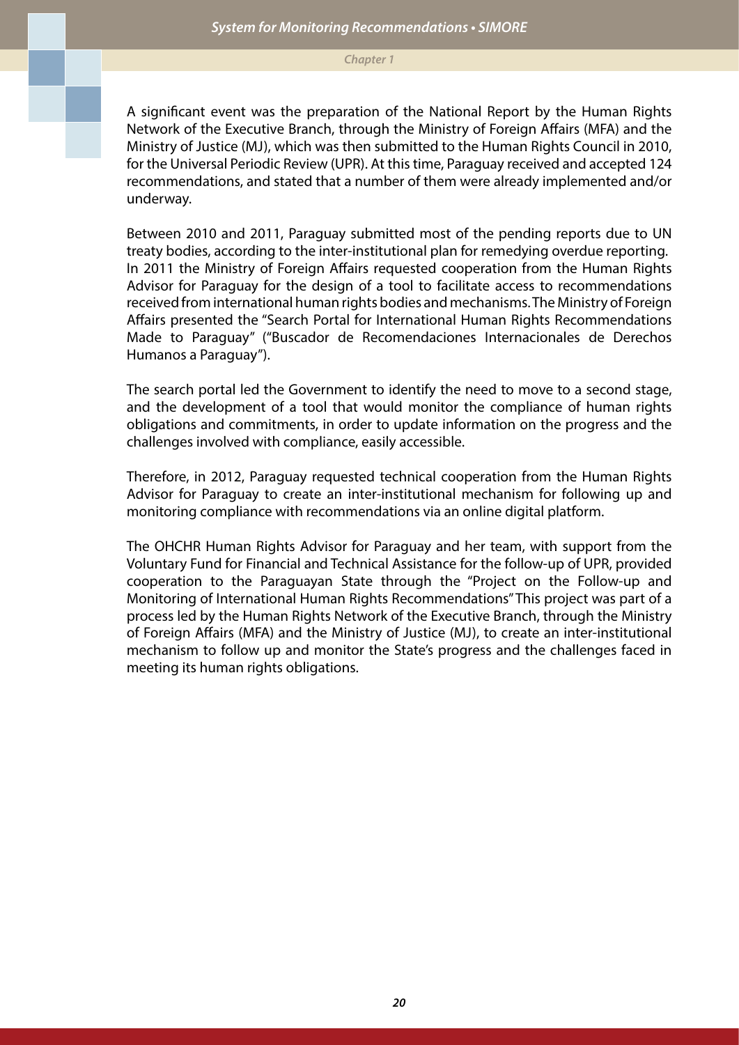A significant event was the preparation of the National Report by the Human Rights Network of the Executive Branch, through the Ministry of Foreign Affairs (MFA) and the Ministry of Justice (MJ), which was then submitted to the Human Rights Council in 2010, for the Universal Periodic Review (UPR). At this time, Paraguay received and accepted 124 recommendations, and stated that a number of them were already implemented and/or underway.

Between 2010 and 2011, Paraguay submitted most of the pending reports due to UN treaty bodies, according to the inter-institutional plan for remedying overdue reporting. In 2011 the Ministry of Foreign Affairs requested cooperation from the Human Rights Advisor for Paraguay for the design of a tool to facilitate access to recommendations received from international human rights bodies and mechanisms. The Ministry of Foreign Affairs presented the "Search Portal for International Human Rights Recommendations Made to Paraguay" ("Buscador de Recomendaciones Internacionales de Derechos Humanos a Paraguay").

The search portal led the Government to identify the need to move to a second stage, and the development of a tool that would monitor the compliance of human rights obligations and commitments, in order to update information on the progress and the challenges involved with compliance, easily accessible.

Therefore, in 2012, Paraguay requested technical cooperation from the Human Rights Advisor for Paraguay to create an inter-institutional mechanism for following up and monitoring compliance with recommendations via an online digital platform.

The OHCHR Human Rights Advisor for Paraguay and her team, with support from the Voluntary Fund for Financial and Technical Assistance for the follow-up of UPR, provided cooperation to the Paraguayan State through the "Project on the Follow-up and Monitoring of International Human Rights Recommendations" This project was part of a process led by the Human Rights Network of the Executive Branch, through the Ministry of Foreign Affairs (MFA) and the Ministry of Justice (MJ), to create an inter-institutional mechanism to follow up and monitor the State's progress and the challenges faced in meeting its human rights obligations.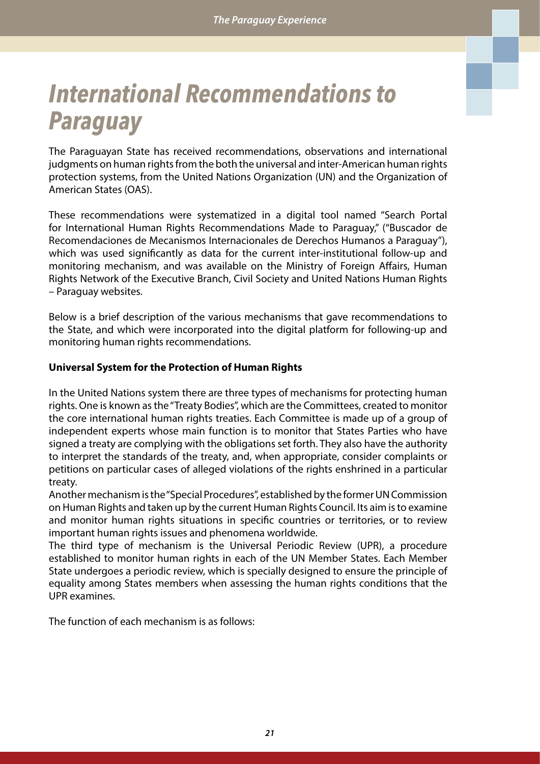# International Recommendations to Paraguay

The Paraguayan State has received recommendations, observations and international judgments on human rights from the both the universal and inter-American human rights protection systems, from the United Nations Organization (UN) and the Organization of American States (OAS).

These recommendations were systematized in a digital tool named "Search Portal for International Human Rights Recommendations Made to Paraguay," ("Buscador de Recomendaciones de Mecanismos Internacionales de Derechos Humanos a Paraguay"), which was used significantly as data for the current inter-institutional follow-up and monitoring mechanism, and was available on the Ministry of Foreign Affairs, Human Rights Network of the Executive Branch, Civil Society and United Nations Human Rights – Paraguay websites.

Below is a brief description of the various mechanisms that gave recommendations to the State, and which were incorporated into the digital platform for following-up and monitoring human rights recommendations.

**Universal System for the Protection of Human Rights**

In the United Nations system there are three types of mechanisms for protecting human rights. One is known as the "Treaty Bodies", which are the Committees, created to monitor the core international human rights treaties. Each Committee is made up of a group of independent experts whose main function is to monitor that States Parties who have signed a treaty are complying with the obligations set forth. They also have the authority to interpret the standards of the treaty, and, when appropriate, consider complaints or petitions on particular cases of alleged violations of the rights enshrined in a particular treaty.

Another mechanism is the "Special Procedures", established by the former UN Commission on Human Rights and taken up by the current Human Rights Council. Its aim is to examine and monitor human rights situations in specific countries or territories, or to review important human rights issues and phenomena worldwide.

The third type of mechanism is the Universal Periodic Review (UPR), a procedure established to monitor human rights in each of the UN Member States. Each Member State undergoes a periodic review, which is specially designed to ensure the principle of equality among States members when assessing the human rights conditions that the UPR examines.

The function of each mechanism is as follows: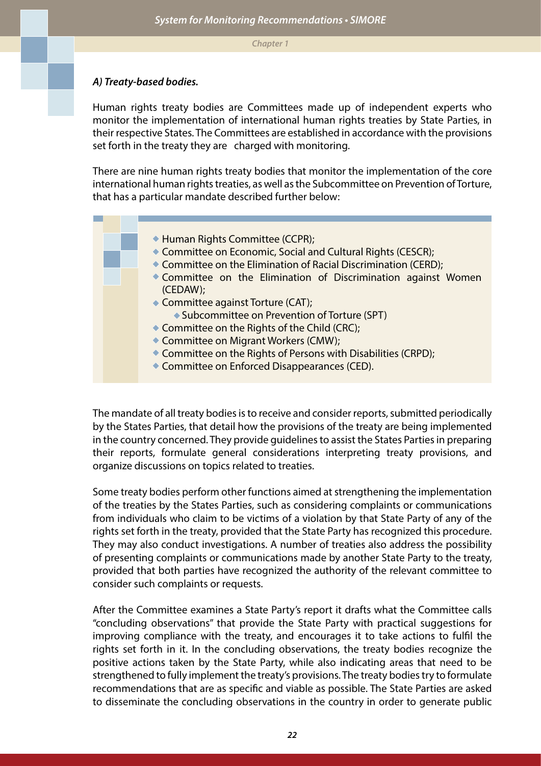### *A) Treaty-based bodies.*

Human rights treaty bodies are Committees made up of independent experts who monitor the implementation of international human rights treaties by State Parties, in their respective States. The Committees are established in accordance with the provisions set forth in the treaty they are charged with monitoring.

There are nine human rights treaty bodies that monitor the implementation of the core international human rights treaties, as well as the Subcommittee on Prevention of Torture, that has a particular mandate described further below:

- Human Rights Committee (CCPR);
- Committee on Economic, Social and Cultural Rights (CESCR);
- Committee on the Elimination of Racial Discrimination (CERD);
- Committee on the Elimination of Discrimination against Women (CEDAW);
- Committee against Torture (CAT);
  - Subcommittee on Prevention of Torture (SPT)
- Committee on the Rights of the Child (CRC);
- Committee on Migrant Workers (CMW);
- Committee on the Rights of Persons with Disabilities (CRPD);
- Committee on Enforced Disappearances (CED).

The mandate of all treaty bodies is to receive and consider reports, submitted periodically by the States Parties, that detail how the provisions of the treaty are being implemented in the country concerned. They provide guidelines to assist the States Parties in preparing their reports, formulate general considerations interpreting treaty provisions, and organize discussions on topics related to treaties.

Some treaty bodies perform other functions aimed at strengthening the implementation of the treaties by the States Parties, such as considering complaints or communications from individuals who claim to be victims of a violation by that State Party of any of the rights set forth in the treaty, provided that the State Party has recognized this procedure. They may also conduct investigations. A number of treaties also address the possibility of presenting complaints or communications made by another State Party to the treaty, provided that both parties have recognized the authority of the relevant committee to consider such complaints or requests.

After the Committee examines a State Party's report it drafts what the Committee calls "concluding observations" that provide the State Party with practical suggestions for improving compliance with the treaty, and encourages it to take actions to fulfil the rights set forth in it. In the concluding observations, the treaty bodies recognize the positive actions taken by the State Party, while also indicating areas that need to be strengthened to fully implement the treaty's provisions. The treaty bodies try to formulate recommendations that are as specific and viable as possible. The State Parties are asked to disseminate the concluding observations in the country in order to generate public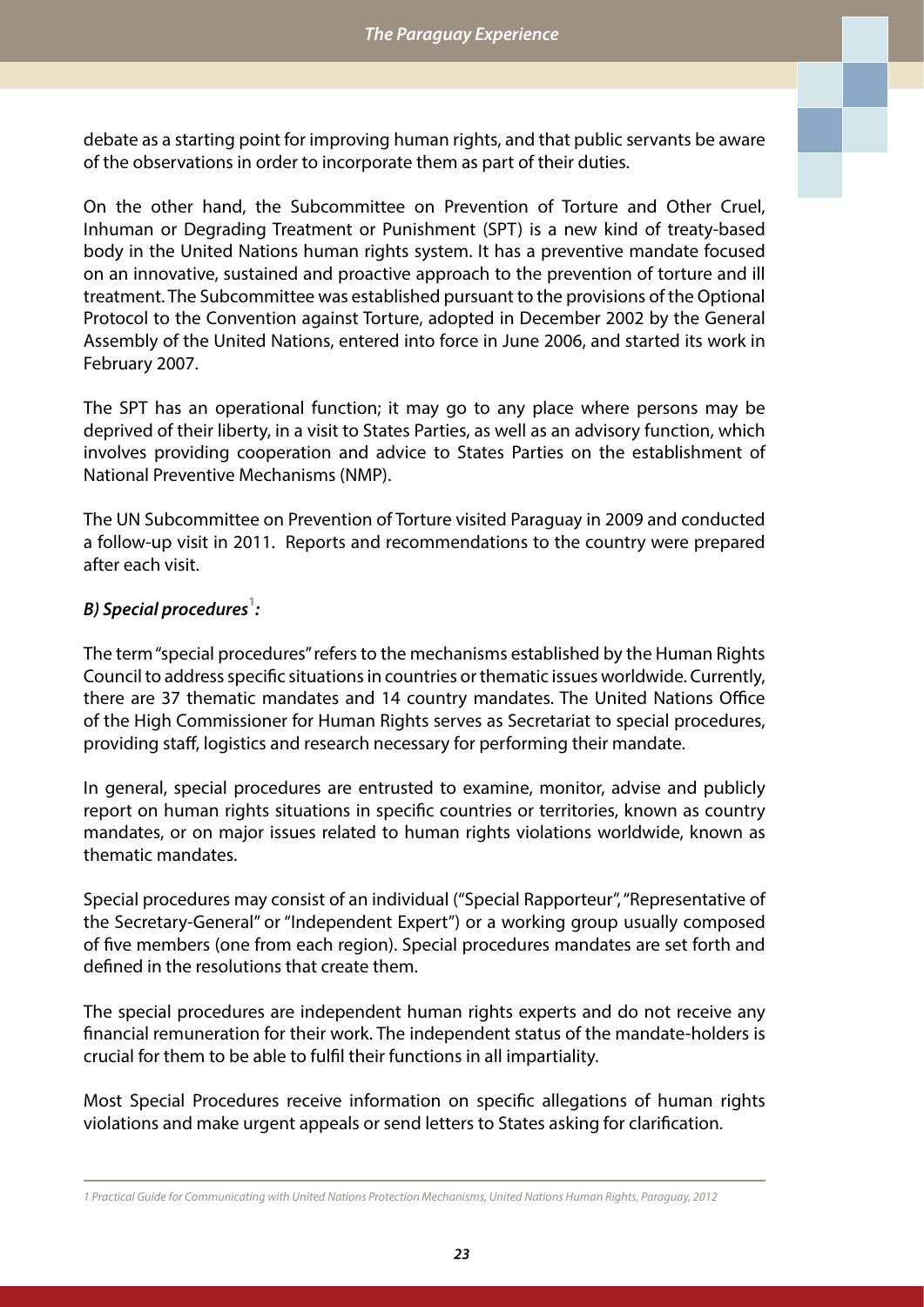debate as a starting point for improving human rights, and that public servants be aware of the observations in order to incorporate them as part of their duties.

On the other hand, the Subcommittee on Prevention of Torture and Other Cruel, Inhuman or Degrading Treatment or Punishment (SPT) is a new kind of treaty-based body in the United Nations human rights system. It has a preventive mandate focused on an innovative, sustained and proactive approach to the prevention of torture and ill treatment. The Subcommittee was established pursuant to the provisions of the Optional Protocol to the Convention against Torture, adopted in December 2002 by the General Assembly of the United Nations, entered into force in June 2006, and started its work in February 2007.

The SPT has an operational function; it may go to any place where persons may be deprived of their liberty, in a visit to States Parties, as well as an advisory function, which involves providing cooperation and advice to States Parties on the establishment of National Preventive Mechanisms (NMP).

The UN Subcommittee on Prevention of Torture visited Paraguay in 2009 and conducted a follow-up visit in 2011. Reports and recommendations to the country were prepared after each visit.

### *B) Special procedures[1]:*

The term "special procedures" refers to the mechanisms established by the Human Rights Council to address specific situations in countries or thematic issues worldwide. Currently, there are 37 thematic mandates and 14 country mandates. The United Nations Office of the High Commissioner for Human Rights serves as Secretariat to special procedures, providing staff, logistics and research necessary for performing their mandate.

In general, special procedures are entrusted to examine, monitor, advise and publicly report on human rights situations in specific countries or territories, known as country mandates, or on major issues related to human rights violations worldwide, known as thematic mandates.

Special procedures may consist of an individual ("Special Rapporteur", "Representative of the Secretary-General" or "Independent Expert") or a working group usually composed of five members (one from each region). Special procedures mandates are set forth and defined in the resolutions that create them.

The special procedures are independent human rights experts and do not receive any financial remuneration for their work. The independent status of the mandate-holders is crucial for them to be able to fulfil their functions in all impartiality.

Most Special Procedures receive information on specific allegations of human rights violations and make urgent appeals or send letters to States asking for clarification.

---

*1 Practical Guide for Communicating with United Nations Protection Mechanisms, United Nations Human Rights, Paraguay, 2012*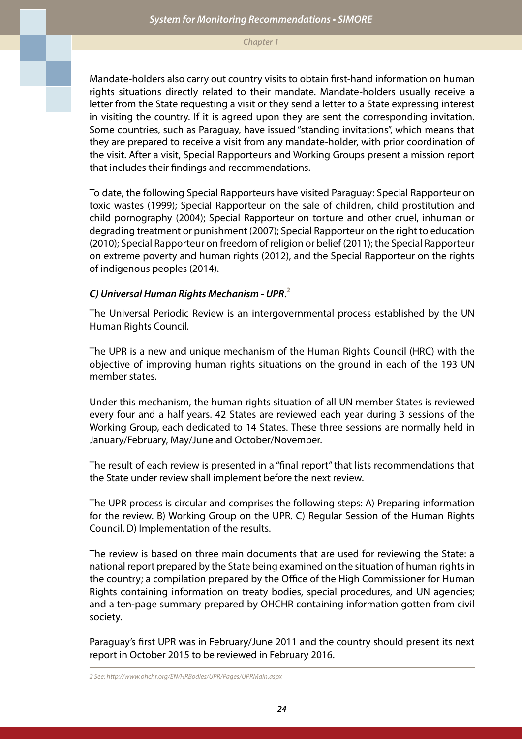Mandate-holders also carry out country visits to obtain first-hand information on human rights situations directly related to their mandate. Mandate-holders usually receive a letter from the State requesting a visit or they send a letter to a State expressing interest in visiting the country. If it is agreed upon they are sent the corresponding invitation. Some countries, such as Paraguay, have issued "standing invitations", which means that they are prepared to receive a visit from any mandate-holder, with prior coordination of the visit. After a visit, Special Rapporteurs and Working Groups present a mission report that includes their findings and recommendations.

To date, the following Special Rapporteurs have visited Paraguay: Special Rapporteur on toxic wastes (1999); Special Rapporteur on the sale of children, child prostitution and child pornography (2004); Special Rapporteur on torture and other cruel, inhuman or degrading treatment or punishment (2007); Special Rapporteur on the right to education (2010); Special Rapporteur on freedom of religion or belief (2011); the Special Rapporteur on extreme poverty and human rights (2012), and the Special Rapporteur on the rights of indigenous peoples (2014).

### *C) Universal Human Rights Mechanism - UPR*.[2]

The Universal Periodic Review is an intergovernmental process established by the UN Human Rights Council.

The UPR is a new and unique mechanism of the Human Rights Council (HRC) with the objective of improving human rights situations on the ground in each of the 193 UN member states.

Under this mechanism, the human rights situation of all UN member States is reviewed every four and a half years. 42 States are reviewed each year during 3 sessions of the Working Group, each dedicated to 14 States. These three sessions are normally held in January/February, May/June and October/November.

The result of each review is presented in a "final report" that lists recommendations that the State under review shall implement before the next review.

The UPR process is circular and comprises the following steps: A) Preparing information for the review. B) Working Group on the UPR. C) Regular Session of the Human Rights Council. D) Implementation of the results.

The review is based on three main documents that are used for reviewing the State: a national report prepared by the State being examined on the situation of human rights in the country; a compilation prepared by the Office of the High Commissioner for Human Rights containing information on treaty bodies, special procedures, and UN agencies; and a ten-page summary prepared by OHCHR containing information gotten from civil society.

Paraguay's first UPR was in February/June 2011 and the country should present its next report in October 2015 to be reviewed in February 2016.

---

*2 See: http://www.ohchr.org/EN/HRBodies/UPR/Pages/UPRMain.aspx*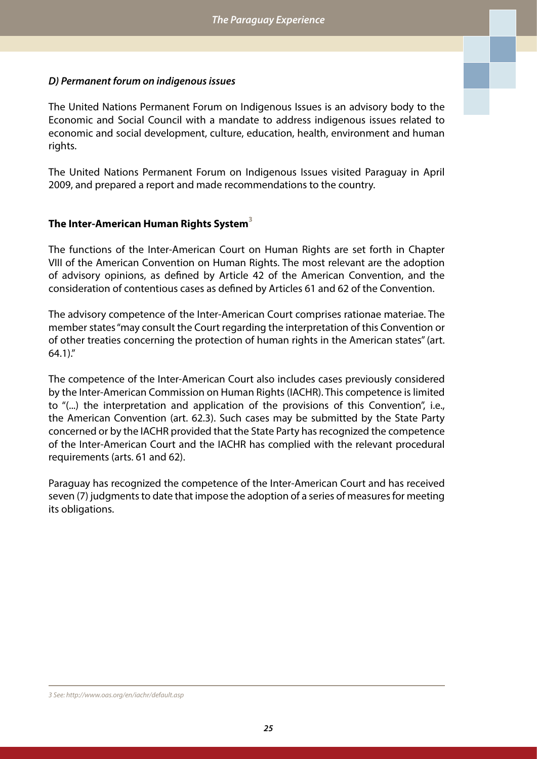#### *D) Permanent forum on indigenous issues*

The United Nations Permanent Forum on Indigenous Issues is an advisory body to the Economic and Social Council with a mandate to address indigenous issues related to economic and social development, culture, education, health, environment and human rights.

The United Nations Permanent Forum on Indigenous Issues visited Paraguay in April 2009, and prepared a report and made recommendations to the country.

### The Inter-American Human Rights System[3]

The functions of the Inter-American Court on Human Rights are set forth in Chapter VIII of the American Convention on Human Rights. The most relevant are the adoption of advisory opinions, as defined by Article 42 of the American Convention, and the consideration of contentious cases as defined by Articles 61 and 62 of the Convention.

The advisory competence of the Inter-American Court comprises rationae materiae. The member states "may consult the Court regarding the interpretation of this Convention or of other treaties concerning the protection of human rights in the American states" (art. 64.1)."

The competence of the Inter-American Court also includes cases previously considered by the Inter-American Commission on Human Rights (IACHR). This competence is limited to "(...) the interpretation and application of the provisions of this Convention", i.e., the American Convention (art. 62.3). Such cases may be submitted by the State Party concerned or by the IACHR provided that the State Party has recognized the competence of the Inter-American Court and the IACHR has complied with the relevant procedural requirements (arts. 61 and 62).

Paraguay has recognized the competence of the Inter-American Court and has received seven (7) judgments to date that impose the adoption of a series of measures for meeting its obligations.

---

*3 See: http://www.oas.org/en/iachr/default.asp*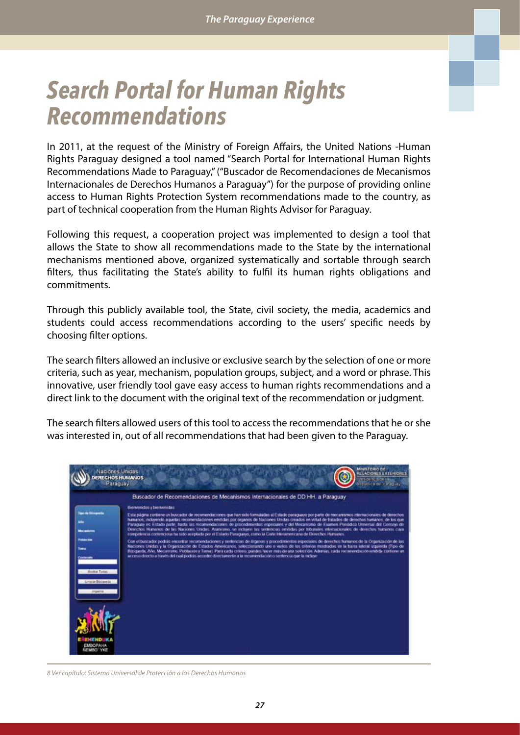# Search Portal for Human Rights Recommendations

In 2011, at the request of the Ministry of Foreign Affairs, the United Nations -Human Rights Paraguay designed a tool named "Search Portal for International Human Rights Recommendations Made to Paraguay," ("Buscador de Recomendaciones de Mecanismos Internacionales de Derechos Humanos a Paraguay") for the purpose of providing online access to Human Rights Protection System recommendations made to the country, as part of technical cooperation from the Human Rights Advisor for Paraguay.

Following this request, a cooperation project was implemented to design a tool that allows the State to show all recommendations made to the State by the international mechanisms mentioned above, organized systematically and sortable through search filters, thus facilitating the State's ability to fulfil its human rights obligations and commitments.

Through this publicly available tool, the State, civil society, the media, academics and students could access recommendations according to the users' specific needs by choosing filter options.

The search filters allowed an inclusive or exclusive search by the selection of one or more criteria, such as year, mechanism, population groups, subject, and a word or phrase. This innovative, user friendly tool gave easy access to human rights recommendations and a direct link to the document with the original text of the recommendation or judgment.

The search filters allowed users of this tool to access the recommendations that he or she was interested in, out of all recommendations that had been given to the Paraguay.

8 Ver capítulo: Sistema Universal de Protección a los Derechos Humanos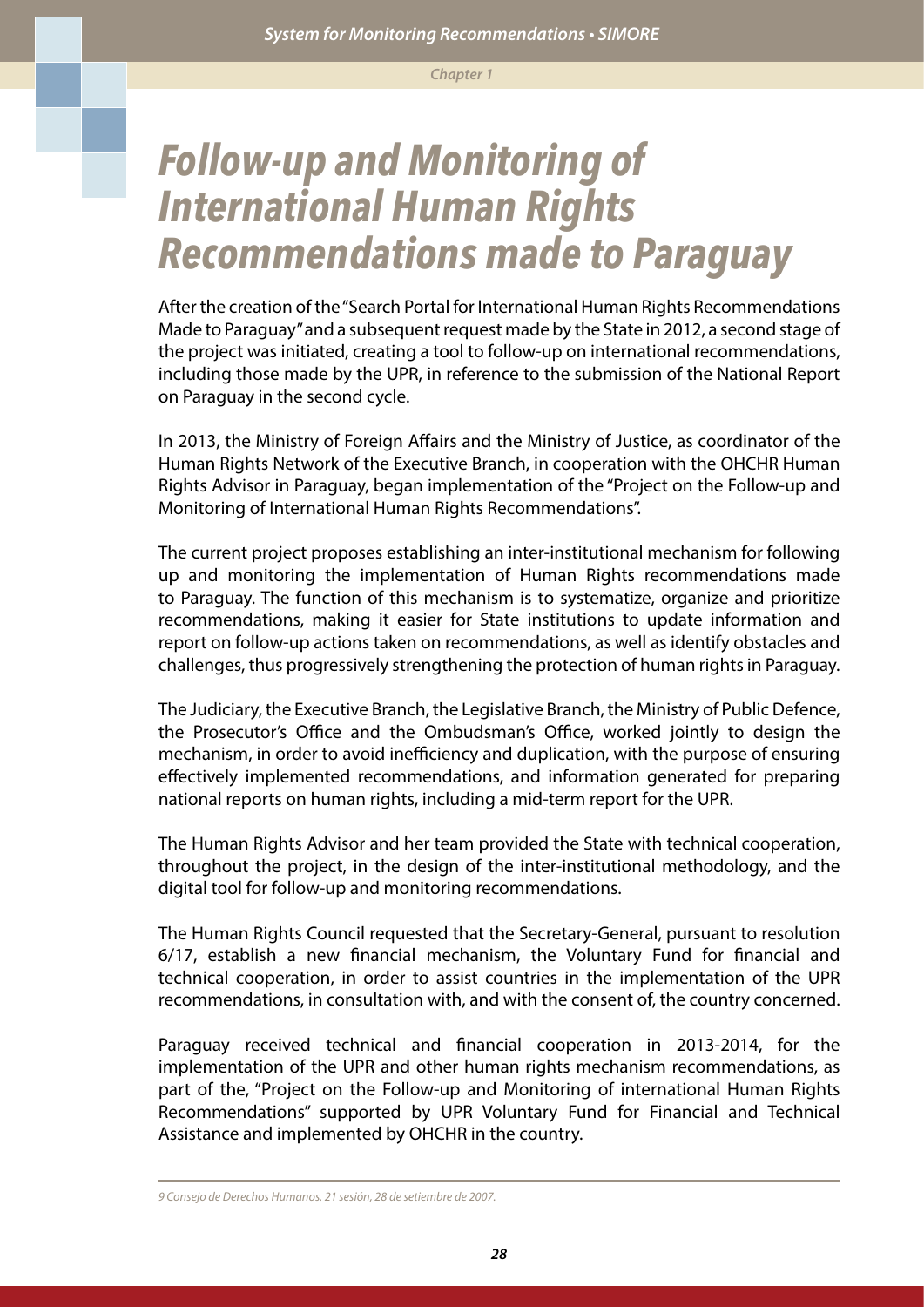# Follow-up and Monitoring of International Human Rights Recommendations made to Paraguay

After the creation of the "Search Portal for International Human Rights Recommendations Made to Paraguay" and a subsequent request made by the State in 2012, a second stage of the project was initiated, creating a tool to follow-up on international recommendations, including those made by the UPR, in reference to the submission of the National Report on Paraguay in the second cycle.

In 2013, the Ministry of Foreign Affairs and the Ministry of Justice, as coordinator of the Human Rights Network of the Executive Branch, in cooperation with the OHCHR Human Rights Advisor in Paraguay, began implementation of the "Project on the Follow-up and Monitoring of International Human Rights Recommendations".

The current project proposes establishing an inter-institutional mechanism for following up and monitoring the implementation of Human Rights recommendations made to Paraguay. The function of this mechanism is to systematize, organize and prioritize recommendations, making it easier for State institutions to update information and report on follow-up actions taken on recommendations, as well as identify obstacles and challenges, thus progressively strengthening the protection of human rights in Paraguay.

The Judiciary, the Executive Branch, the Legislative Branch, the Ministry of Public Defence, the Prosecutor's Office and the Ombudsman's Office, worked jointly to design the mechanism, in order to avoid inefficiency and duplication, with the purpose of ensuring effectively implemented recommendations, and information generated for preparing national reports on human rights, including a mid-term report for the UPR.

The Human Rights Advisor and her team provided the State with technical cooperation, throughout the project, in the design of the inter-institutional methodology, and the digital tool for follow-up and monitoring recommendations.

The Human Rights Council requested that the Secretary-General, pursuant to resolution 6/17, establish a new financial mechanism, the Voluntary Fund for financial and technical cooperation, in order to assist countries in the implementation of the UPR recommendations, in consultation with, and with the consent of, the country concerned.

Paraguay received technical and financial cooperation in 2013-2014, for the implementation of the UPR and other human rights mechanism recommendations, as part of the, "Project on the Follow-up and Monitoring of international Human Rights Recommendations" supported by UPR Voluntary Fund for Financial and Technical Assistance and implemented by OHCHR in the country.

---

9 Consejo de Derechos Humanos. 21 sesión, 28 de setiembre de 2007.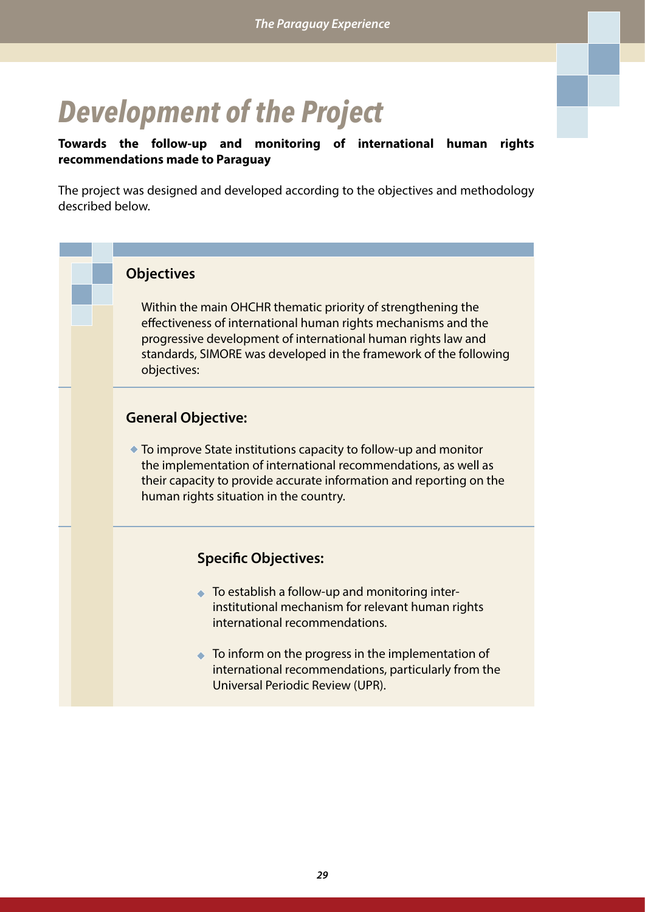# Development of the Project

**Towards the follow-up and monitoring of international human rights recommendations made to Paraguay**

The project was designed and developed according to the objectives and methodology described below.

## Objectives

Within the main OHCHR thematic priority of strengthening the effectiveness of international human rights mechanisms and the progressive development of international human rights law and standards, SIMORE was developed in the framework of the following objectives:

### General Objective:

- To improve State institutions capacity to follow-up and monitor the implementation of international recommendations, as well as their capacity to provide accurate information and reporting on the human rights situation in the country.

### Specific Objectives:

- To establish a follow-up and monitoring inter-institutional mechanism for relevant human rights international recommendations.
- To inform on the progress in the implementation of international recommendations, particularly from the Universal Periodic Review (UPR).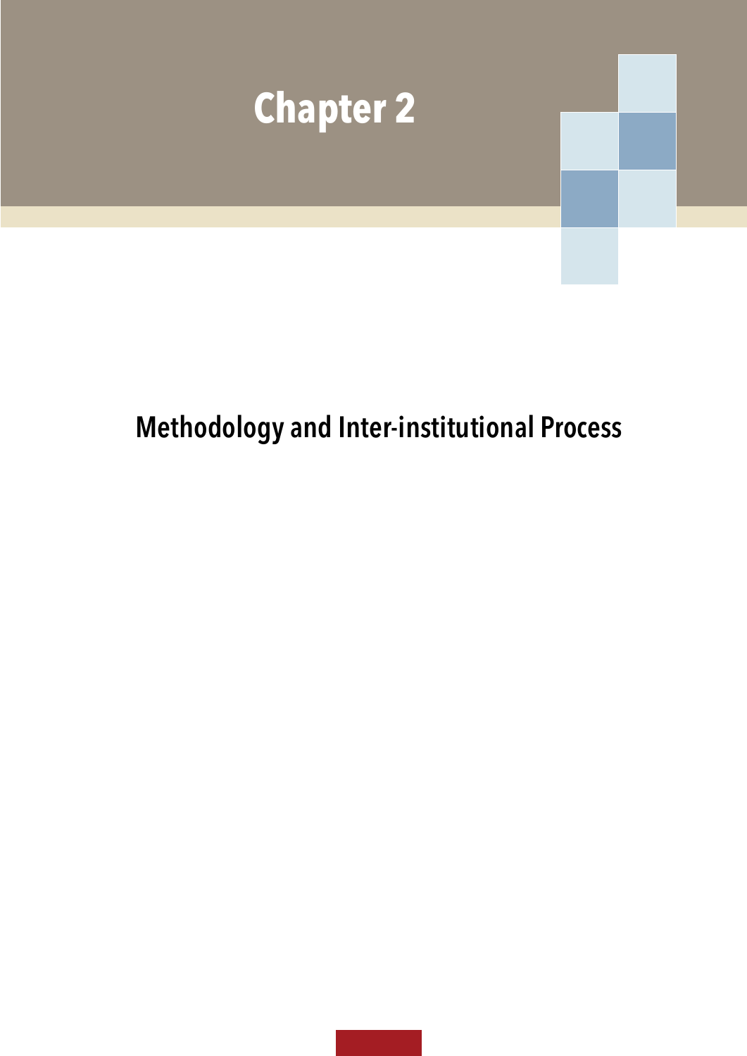# Chapter 2

## Methodology and Inter-institutional Process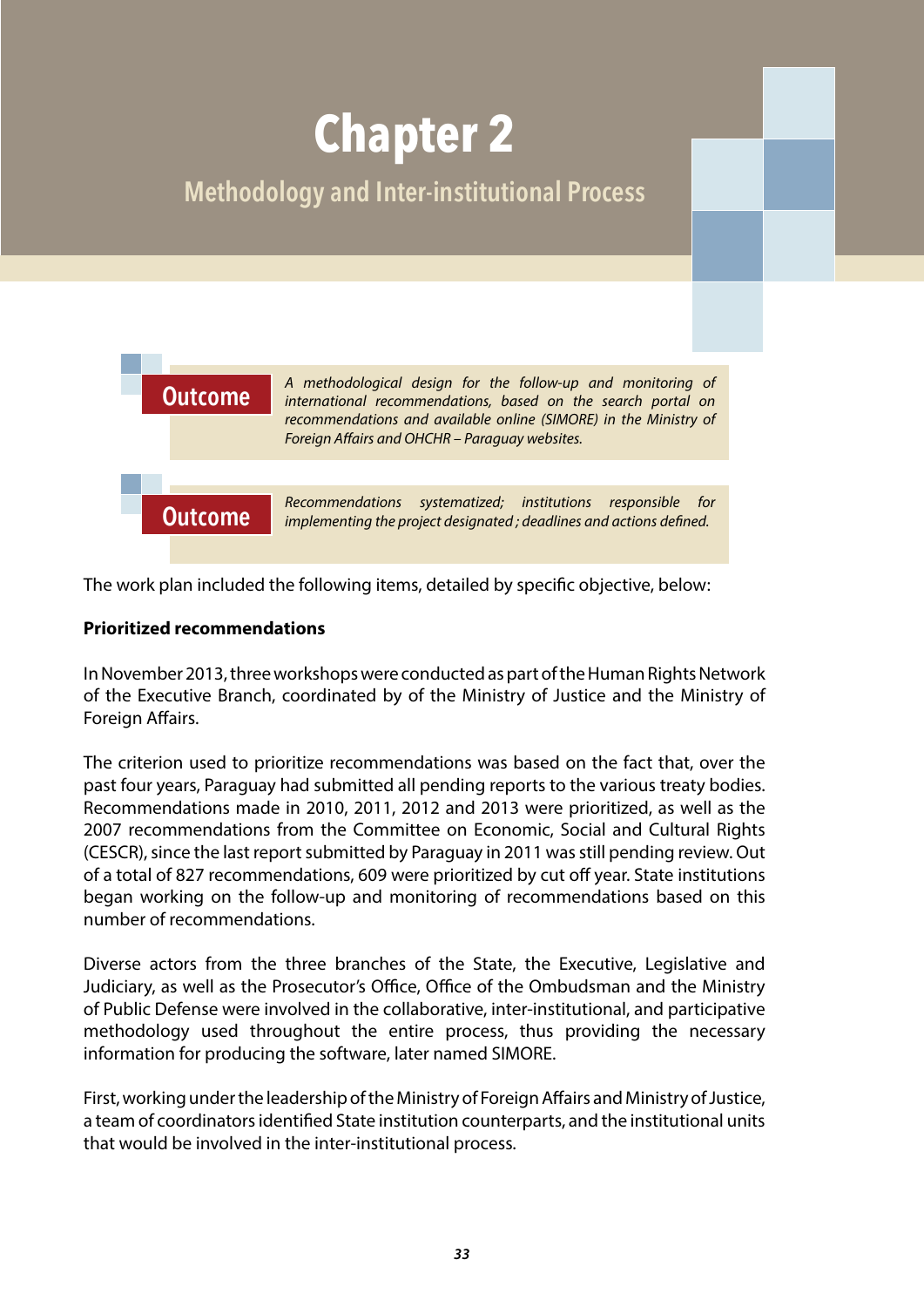# Chapter 2

## Methodology and Inter-institutional Process

**Outcome** *A methodological design for the follow-up and monitoring of international recommendations, based on the search portal on recommendations and available online (SIMORE) in the Ministry of Foreign Affairs and OHCHR – Paraguay websites.*

**Outcome** *Recommendations systematized; institutions responsible for implementing the project designated ; deadlines and actions defined.*

The work plan included the following items, detailed by specific objective, below:

**Prioritized recommendations**

In November 2013, three workshops were conducted as part of the Human Rights Network of the Executive Branch, coordinated by of the Ministry of Justice and the Ministry of Foreign Affairs.

The criterion used to prioritize recommendations was based on the fact that, over the past four years, Paraguay had submitted all pending reports to the various treaty bodies. Recommendations made in 2010, 2011, 2012 and 2013 were prioritized, as well as the 2007 recommendations from the Committee on Economic, Social and Cultural Rights (CESCR), since the last report submitted by Paraguay in 2011 was still pending review. Out of a total of 827 recommendations, 609 were prioritized by cut off year. State institutions began working on the follow-up and monitoring of recommendations based on this number of recommendations.

Diverse actors from the three branches of the State, the Executive, Legislative and Judiciary, as well as the Prosecutor's Office, Office of the Ombudsman and the Ministry of Public Defense were involved in the collaborative, inter-institutional, and participative methodology used throughout the entire process, thus providing the necessary information for producing the software, later named SIMORE.

First, working under the leadership of the Ministry of Foreign Affairs and Ministry of Justice, a team of coordinators identified State institution counterparts, and the institutional units that would be involved in the inter-institutional process.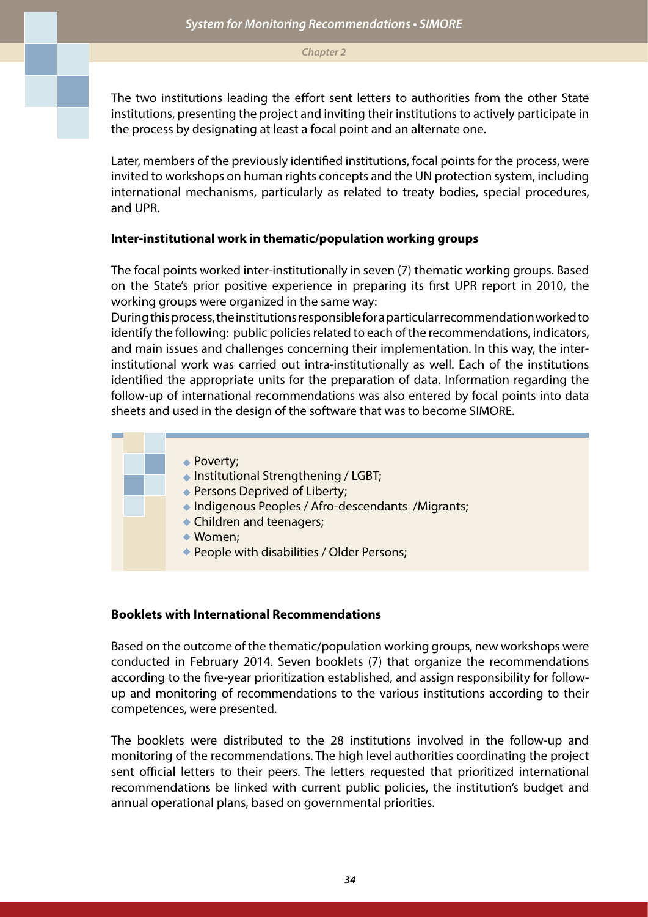The two institutions leading the effort sent letters to authorities from the other State institutions, presenting the project and inviting their institutions to actively participate in the process by designating at least a focal point and an alternate one.

Later, members of the previously identified institutions, focal points for the process, were invited to workshops on human rights concepts and the UN protection system, including international mechanisms, particularly as related to treaty bodies, special procedures, and UPR.

**Inter-institutional work in thematic/population working groups**

The focal points worked inter-institutionally in seven (7) thematic working groups. Based on the State's prior positive experience in preparing its first UPR report in 2010, the working groups were organized in the same way:

During this process, the institutions responsible for a particular recommendation worked to identify the following: public policies related to each of the recommendations, indicators, and main issues and challenges concerning their implementation. In this way, the inter-institutional work was carried out intra-institutionally as well. Each of the institutions identified the appropriate units for the preparation of data. Information regarding the follow-up of international recommendations was also entered by focal points into data sheets and used in the design of the software that was to become SIMORE.

- Poverty;
- Institutional Strengthening / LGBT;
- Persons Deprived of Liberty;
- Indigenous Peoples / Afro-descendants /Migrants;
- Children and teenagers;
- Women;
- People with disabilities / Older Persons;

**Booklets with International Recommendations**

Based on the outcome of the thematic/population working groups, new workshops were conducted in February 2014. Seven booklets (7) that organize the recommendations according to the five-year prioritization established, and assign responsibility for follow-up and monitoring of recommendations to the various institutions according to their competences, were presented.

The booklets were distributed to the 28 institutions involved in the follow-up and monitoring of the recommendations. The high level authorities coordinating the project sent official letters to their peers. The letters requested that prioritized international recommendations be linked with current public policies, the institution's budget and annual operational plans, based on governmental priorities.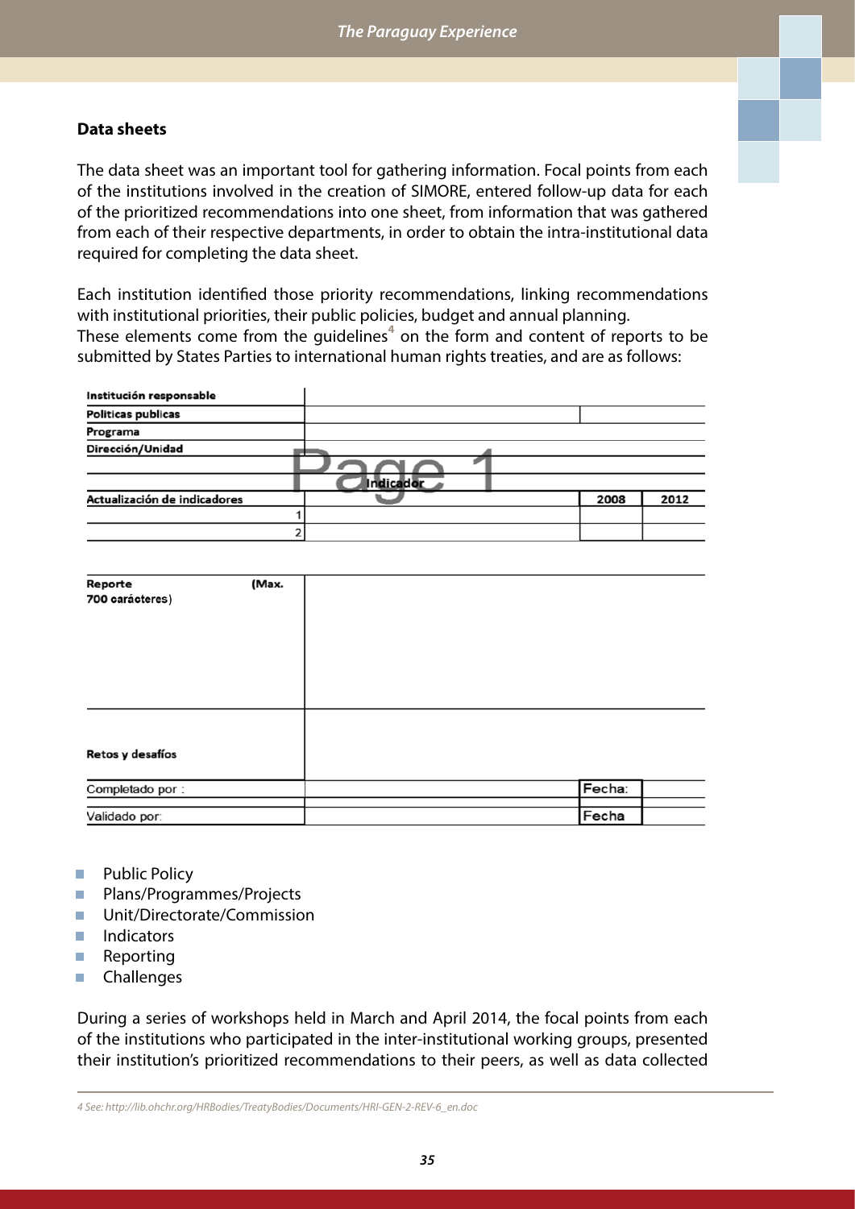**Data sheets**

The data sheet was an important tool for gathering information. Focal points from each of the institutions involved in the creation of SIMORE, entered follow-up data for each of the prioritized recommendations into one sheet, from information that was gathered from each of their respective departments, in order to obtain the intra-institutional data required for completing the data sheet.

Each institution identified those priority recommendations, linking recommendations with institutional priorities, their public policies, budget and annual planning.
These elements come from the guidelines[4] on the form and content of reports to be submitted by States Parties to international human rights treaties, and are as follows:

| Institución responsable | | | |
|---|---|---|---|
| Politicas publicas | | | |
| Programa | | | |
| Dirección/Unidad | | | |
| | Indicador | | |
| Actualización de indicadores | | 2008 | 2012 |
| 1 | | | |
| 2 | | | |

| | | | |
|---|---|---|---|
| Reporte (Max. 700 carácteres) | | | |
| Retos y desafíos | | | |
| Completado por : | | Fecha: | |
| Validado por: | | Fecha | |

- Public Policy
- Plans/Programmes/Projects
- Unit/Directorate/Commission
- Indicators
- Reporting
- Challenges

During a series of workshops held in March and April 2014, the focal points from each of the institutions who participated in the inter-institutional working groups, presented their institution's prioritized recommendations to their peers, as well as data collected

*4 See: http://lib.ohchr.org/HRBodies/TreatyBodies/Documents/HRI-GEN-2-REV-6_en.doc*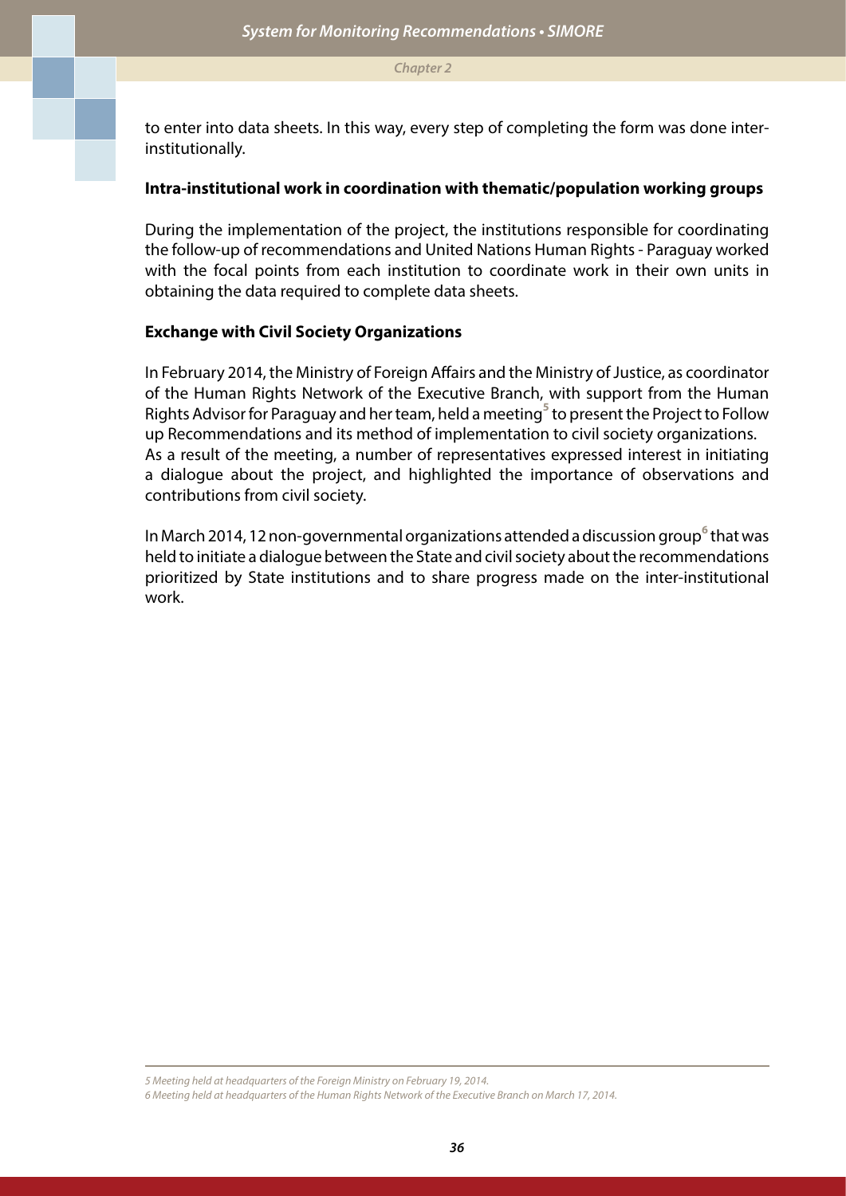to enter into data sheets. In this way, every step of completing the form was done inter-institutionally.

**Intra-institutional work in coordination with thematic/population working groups**

During the implementation of the project, the institutions responsible for coordinating the follow-up of recommendations and United Nations Human Rights - Paraguay worked with the focal points from each institution to coordinate work in their own units in obtaining the data required to complete data sheets.

**Exchange with Civil Society Organizations**

In February 2014, the Ministry of Foreign Affairs and the Ministry of Justice, as coordinator of the Human Rights Network of the Executive Branch, with support from the Human Rights Advisor for Paraguay and her team, held a meeting[5] to present the Project to Follow up Recommendations and its method of implementation to civil society organizations.
As a result of the meeting, a number of representatives expressed interest in initiating a dialogue about the project, and highlighted the importance of observations and contributions from civil society.

In March 2014, 12 non-governmental organizations attended a discussion group[6] that was held to initiate a dialogue between the State and civil society about the recommendations prioritized by State institutions and to share progress made on the inter-institutional work.

*5 Meeting held at headquarters of the Foreign Ministry on February 19, 2014.*

*6 Meeting held at headquarters of the Human Rights Network of the Executive Branch on March 17, 2014.*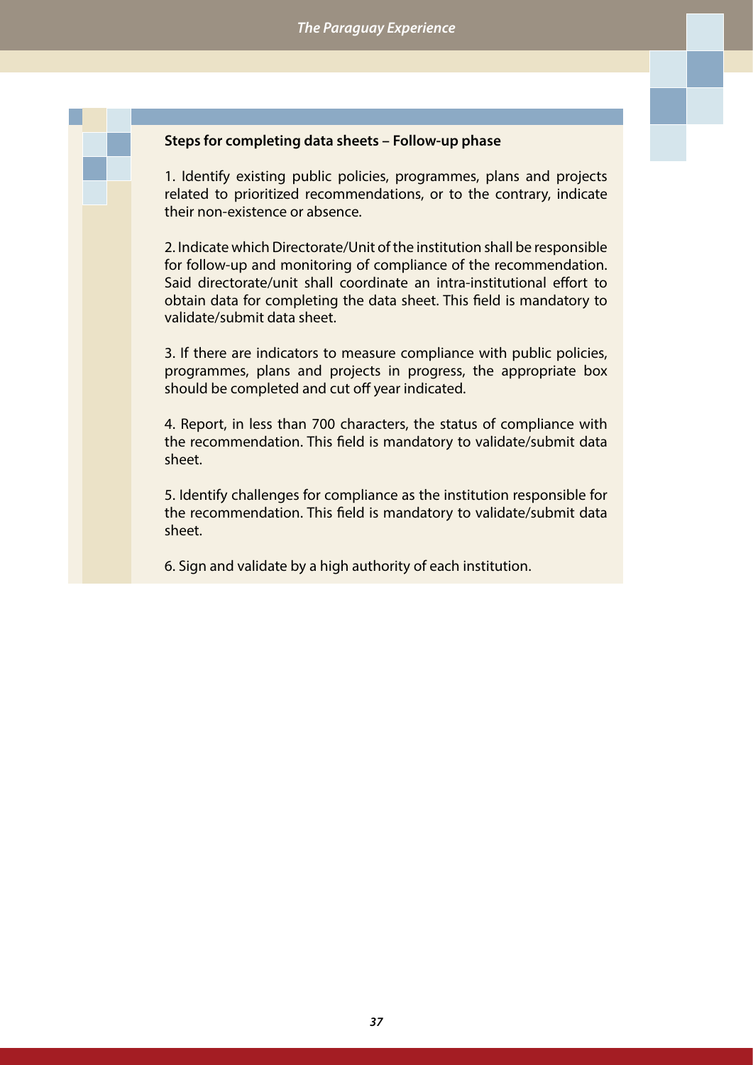**Steps for completing data sheets – Follow-up phase**

1. Identify existing public policies, programmes, plans and projects related to prioritized recommendations, or to the contrary, indicate their non-existence or absence.

2. Indicate which Directorate/Unit of the institution shall be responsible for follow-up and monitoring of compliance of the recommendation. Said directorate/unit shall coordinate an intra-institutional effort to obtain data for completing the data sheet. This field is mandatory to validate/submit data sheet.

3. If there are indicators to measure compliance with public policies, programmes, plans and projects in progress, the appropriate box should be completed and cut off year indicated.

4. Report, in less than 700 characters, the status of compliance with the recommendation. This field is mandatory to validate/submit data sheet.

5. Identify challenges for compliance as the institution responsible for the recommendation. This field is mandatory to validate/submit data sheet.

6. Sign and validate by a high authority of each institution.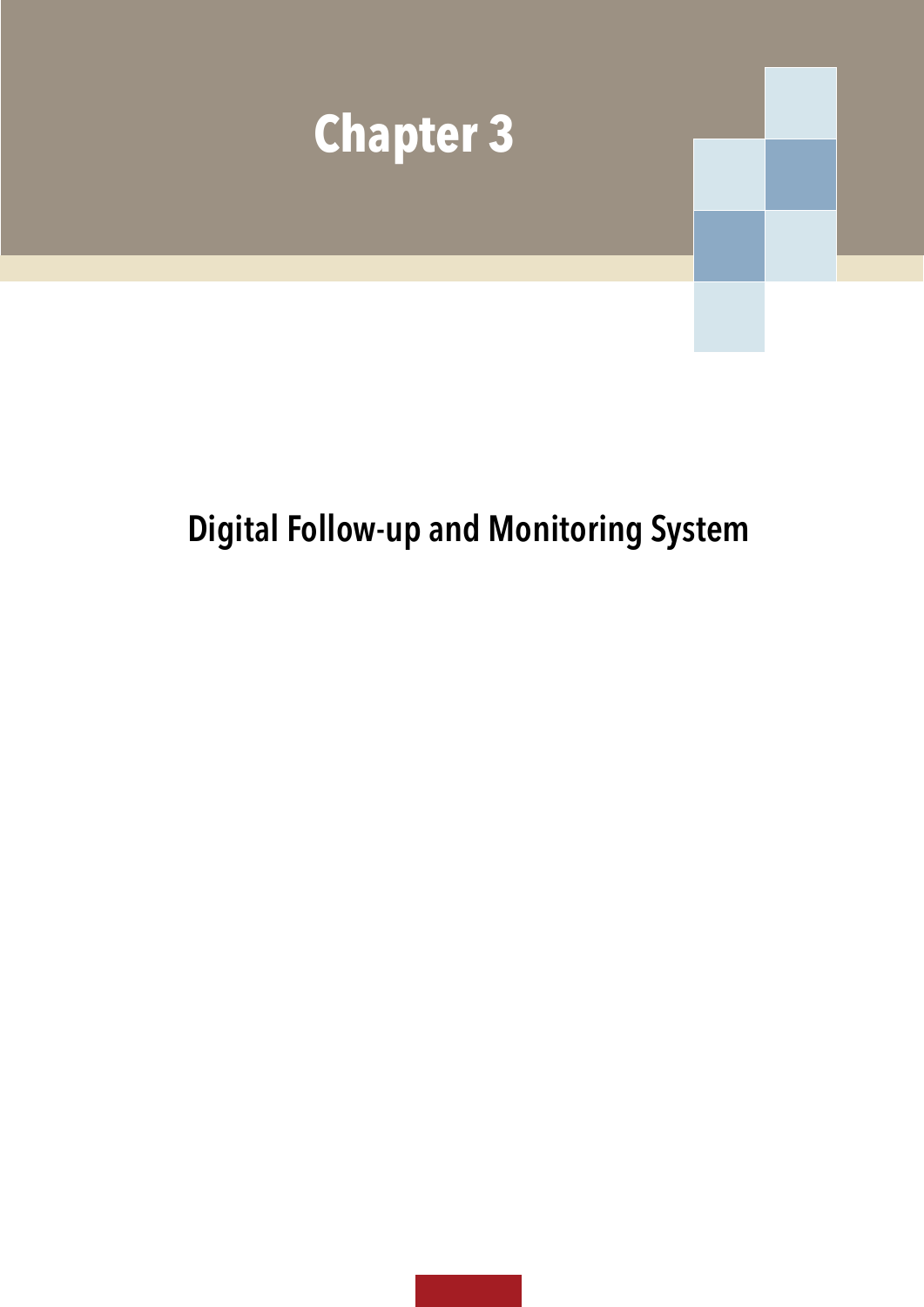# Chapter 3

## Digital Follow-up and Monitoring System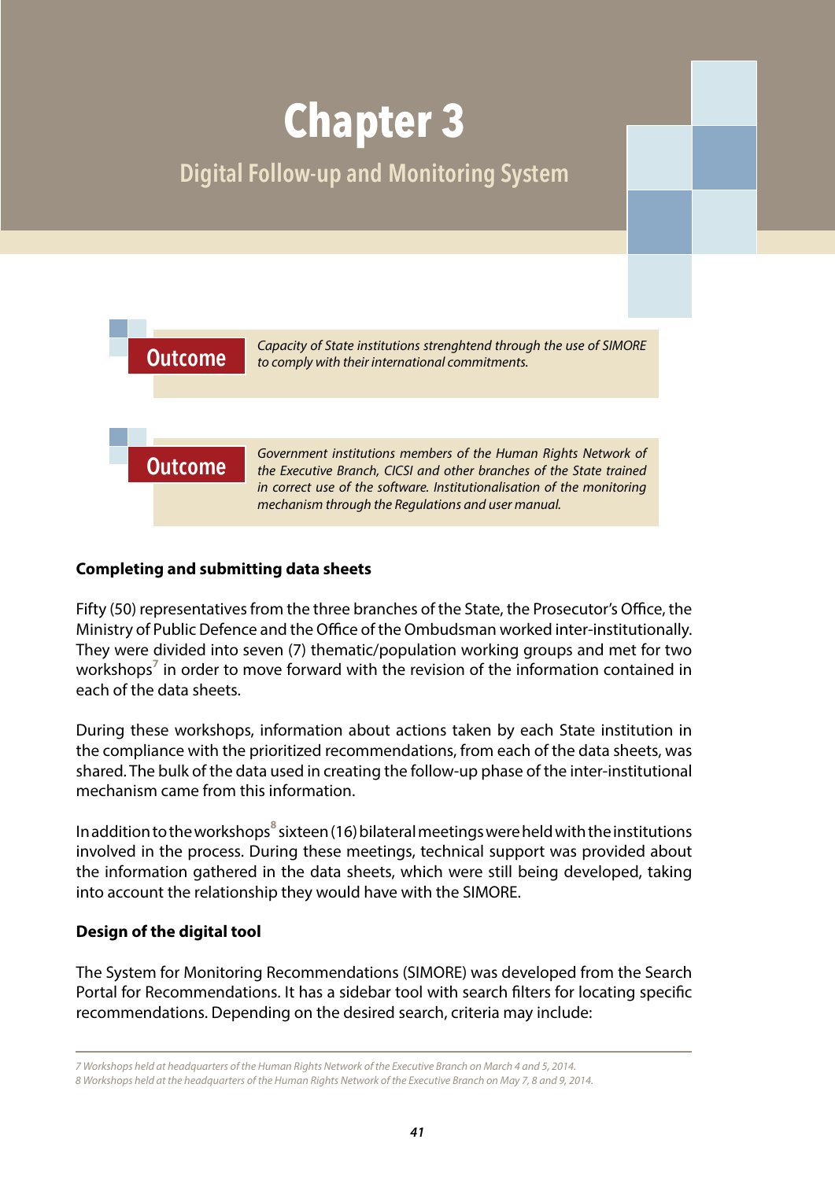# Chapter 3

## Digital Follow-up and Monitoring System

**Outcome** *Capacity of State institutions strenghtend through the use of SIMORE to comply with their international commitments.*

**Outcome** *Government institutions members of the Human Rights Network of the Executive Branch, CICSI and other branches of the State trained in correct use of the software. Institutionalisation of the monitoring mechanism through the Regulations and user manual.*

### Completing and submitting data sheets

Fifty (50) representatives from the three branches of the State, the Prosecutor's Office, the Ministry of Public Defence and the Office of the Ombudsman worked inter-institutionally. They were divided into seven (7) thematic/population working groups and met for two workshops[7] in order to move forward with the revision of the information contained in each of the data sheets.

During these workshops, information about actions taken by each State institution in the compliance with the prioritized recommendations, from each of the data sheets, was shared. The bulk of the data used in creating the follow-up phase of the inter-institutional mechanism came from this information.

In addition to the workshops[8] sixteen (16) bilateral meetings were held with the institutions involved in the process. During these meetings, technical support was provided about the information gathered in the data sheets, which were still being developed, taking into account the relationship they would have with the SIMORE.

### Design of the digital tool

The System for Monitoring Recommendations (SIMORE) was developed from the Search Portal for Recommendations. It has a sidebar tool with search filters for locating specific recommendations. Depending on the desired search, criteria may include:

---

*7 Workshops held at headquarters of the Human Rights Network of the Executive Branch on March 4 and 5, 2014.*
*8 Workshops held at the headquarters of the Human Rights Network of the Executive Branch on May 7, 8 and 9, 2014.*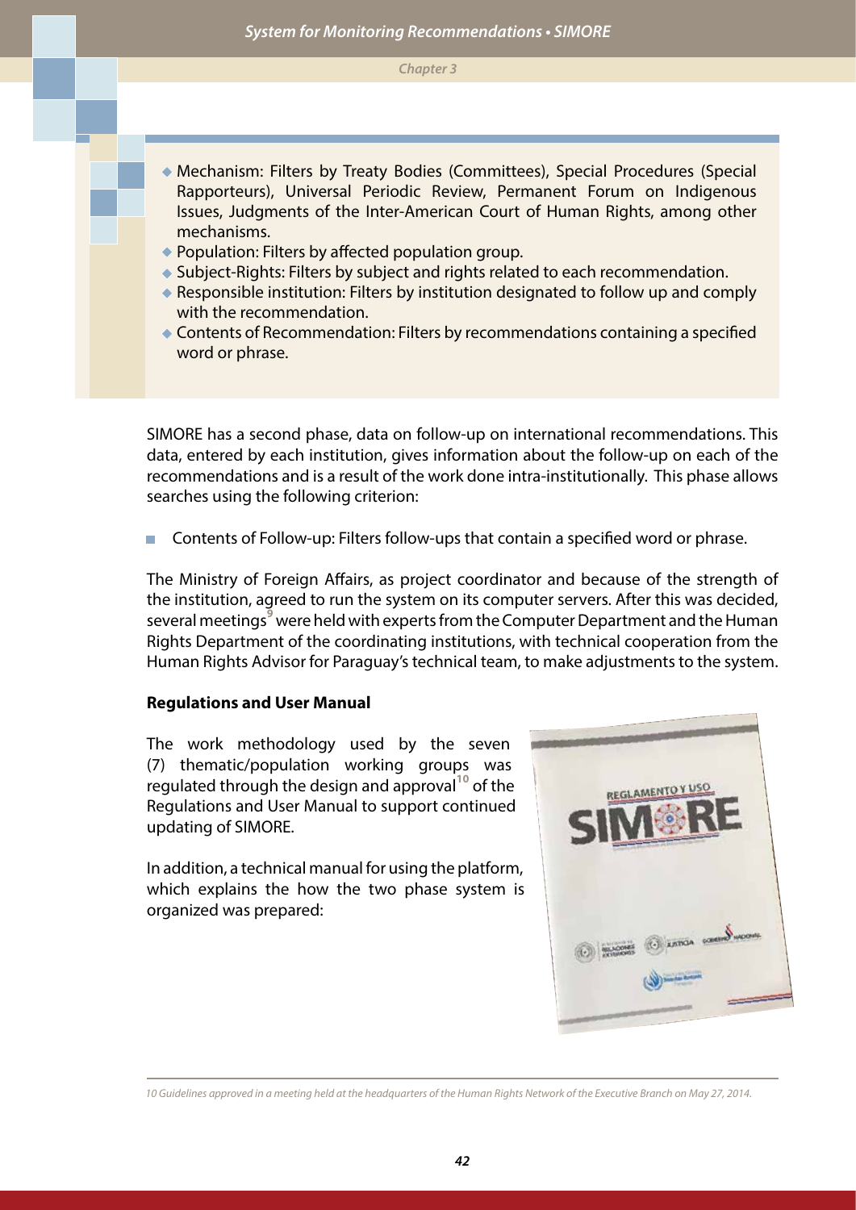- Mechanism: Filters by Treaty Bodies (Committees), Special Procedures (Special Rapporteurs), Universal Periodic Review, Permanent Forum on Indigenous Issues, Judgments of the Inter-American Court of Human Rights, among other mechanisms.
- Population: Filters by affected population group.
- Subject-Rights: Filters by subject and rights related to each recommendation.
- Responsible institution: Filters by institution designated to follow up and comply with the recommendation.
- Contents of Recommendation: Filters by recommendations containing a specified word or phrase.

SIMORE has a second phase, data on follow-up on international recommendations. This data, entered by each institution, gives information about the follow-up on each of the recommendations and is a result of the work done intra-institutionally. This phase allows searches using the following criterion:

- Contents of Follow-up: Filters follow-ups that contain a specified word or phrase.

The Ministry of Foreign Affairs, as project coordinator and because of the strength of the institution, agreed to run the system on its computer servers. After this was decided, several meetings[9] were held with experts from the Computer Department and the Human Rights Department of the coordinating institutions, with technical cooperation from the Human Rights Advisor for Paraguay's technical team, to make adjustments to the system.

**Regulations and User Manual**

The work methodology used by the seven (7) thematic/population working groups was regulated through the design and approval[10] of the Regulations and User Manual to support continued updating of SIMORE.

In addition, a technical manual for using the platform, which explains the how the two phase system is organized was prepared:

10 Guidelines approved in a meeting held at the headquarters of the Human Rights Network of the Executive Branch on May 27, 2014.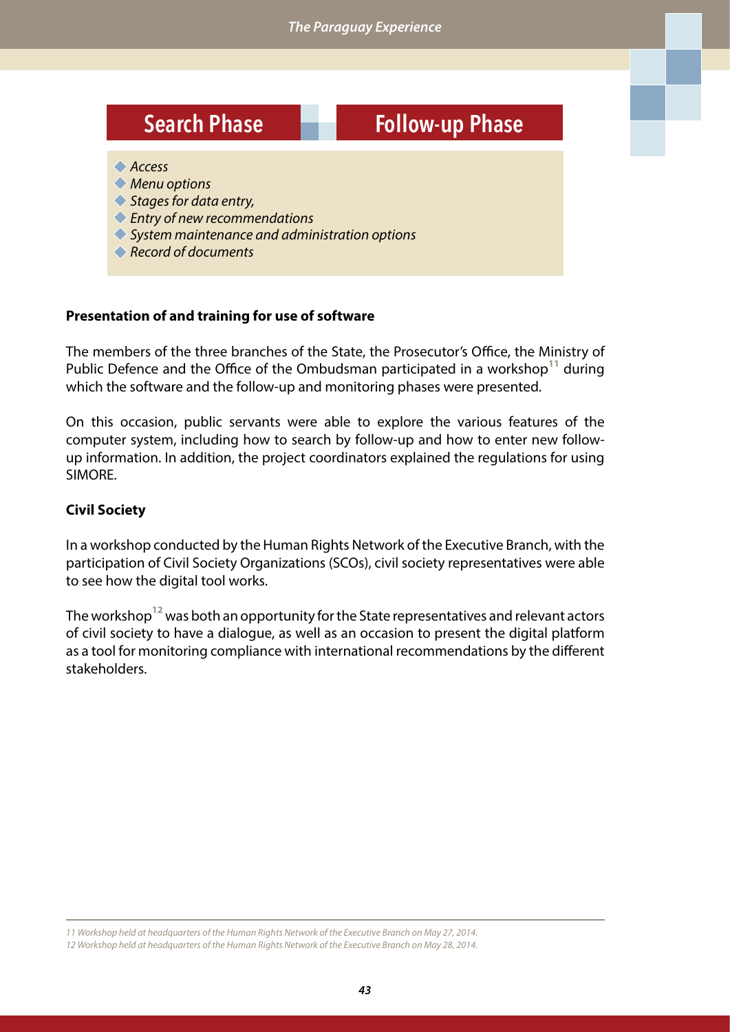**Search Phase** | **Follow-up Phase**

- *Access*
- *Menu options*
- *Stages for data entry,*
- *Entry of new recommendations*
- *System maintenance and administration options*
- *Record of documents*

**Presentation of and training for use of software**

The members of the three branches of the State, the Prosecutor's Office, the Ministry of Public Defence and the Office of the Ombudsman participated in a workshop[11] during which the software and the follow-up and monitoring phases were presented.

On this occasion, public servants were able to explore the various features of the computer system, including how to search by follow-up and how to enter new follow-up information. In addition, the project coordinators explained the regulations for using SIMORE.

**Civil Society**

In a workshop conducted by the Human Rights Network of the Executive Branch, with the participation of Civil Society Organizations (SCOs), civil society representatives were able to see how the digital tool works.

The workshop[12] was both an opportunity for the State representatives and relevant actors of civil society to have a dialogue, as well as an occasion to present the digital platform as a tool for monitoring compliance with international recommendations by the different stakeholders.

---

*11 Workshop held at headquarters of the Human Rights Network of the Executive Branch on May 27, 2014.*
*12 Workshop held at headquarters of the Human Rights Network of the Executive Branch on May 28, 2014.*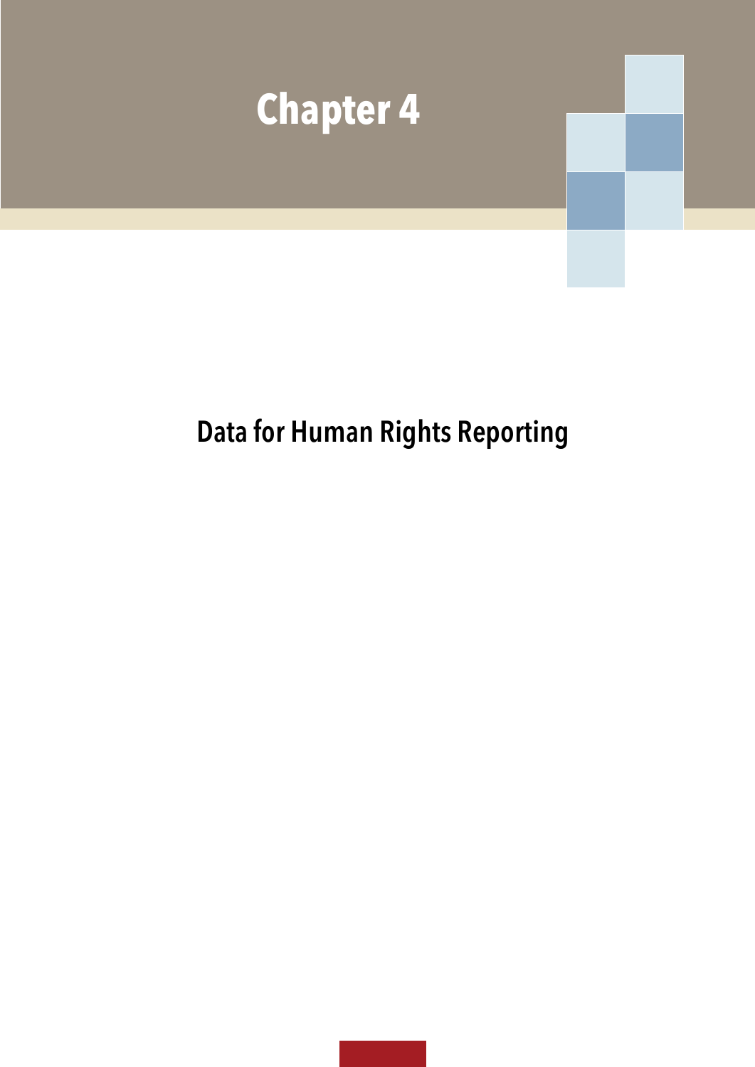# Chapter 4

## Data for Human Rights Reporting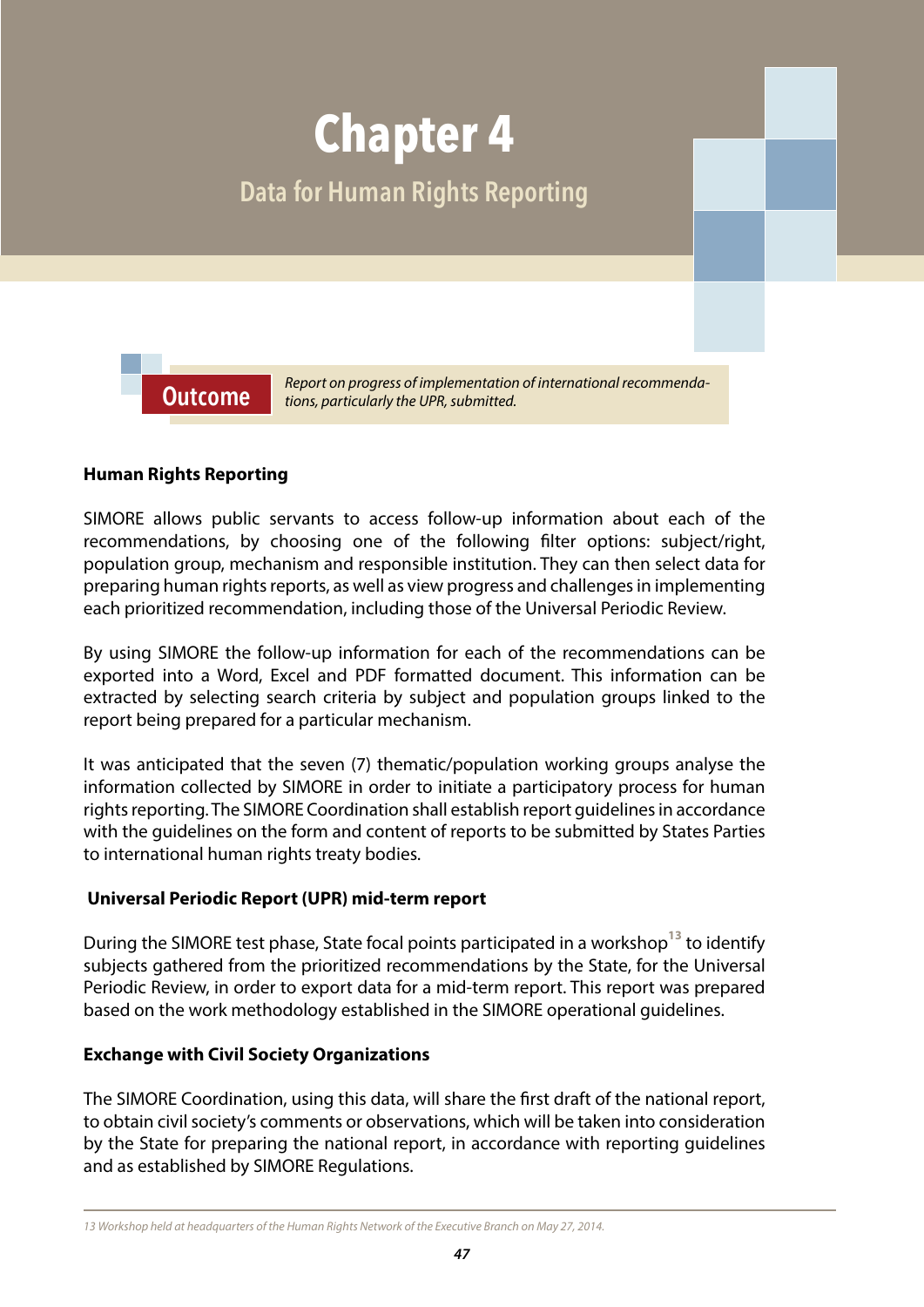# Chapter 4

## Data for Human Rights Reporting

**Outcome** *Report on progress of implementation of international recommendations, particularly the UPR, submitted.*

### Human Rights Reporting

SIMORE allows public servants to access follow-up information about each of the recommendations, by choosing one of the following filter options: subject/right, population group, mechanism and responsible institution. They can then select data for preparing human rights reports, as well as view progress and challenges in implementing each prioritized recommendation, including those of the Universal Periodic Review.

By using SIMORE the follow-up information for each of the recommendations can be exported into a Word, Excel and PDF formatted document. This information can be extracted by selecting search criteria by subject and population groups linked to the report being prepared for a particular mechanism.

It was anticipated that the seven (7) thematic/population working groups analyse the information collected by SIMORE in order to initiate a participatory process for human rights reporting. The SIMORE Coordination shall establish report guidelines in accordance with the guidelines on the form and content of reports to be submitted by States Parties to international human rights treaty bodies.

### Universal Periodic Report (UPR) mid-term report

During the SIMORE test phase, State focal points participated in a workshop[13] to identify subjects gathered from the prioritized recommendations by the State, for the Universal Periodic Review, in order to export data for a mid-term report. This report was prepared based on the work methodology established in the SIMORE operational guidelines.

### Exchange with Civil Society Organizations

The SIMORE Coordination, using this data, will share the first draft of the national report, to obtain civil society's comments or observations, which will be taken into consideration by the State for preparing the national report, in accordance with reporting guidelines and as established by SIMORE Regulations.

*13 Workshop held at headquarters of the Human Rights Network of the Executive Branch on May 27, 2014.*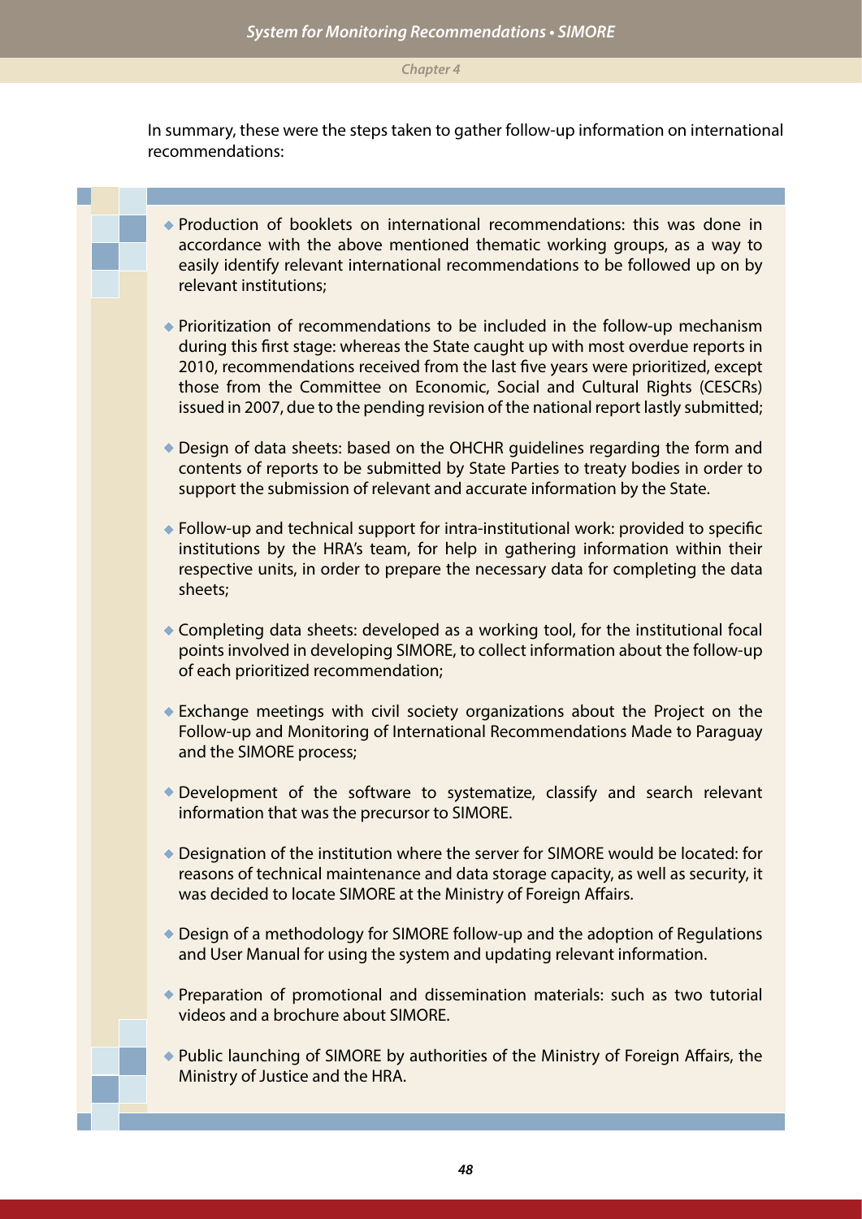In summary, these were the steps taken to gather follow-up information on international recommendations:

- Production of booklets on international recommendations: this was done in accordance with the above mentioned thematic working groups, as a way to easily identify relevant international recommendations to be followed up on by relevant institutions;
- Prioritization of recommendations to be included in the follow-up mechanism during this first stage: whereas the State caught up with most overdue reports in 2010, recommendations received from the last five years were prioritized, except those from the Committee on Economic, Social and Cultural Rights (CESCRs) issued in 2007, due to the pending revision of the national report lastly submitted;
- Design of data sheets: based on the OHCHR guidelines regarding the form and contents of reports to be submitted by State Parties to treaty bodies in order to support the submission of relevant and accurate information by the State.
- Follow-up and technical support for intra-institutional work: provided to specific institutions by the HRA's team, for help in gathering information within their respective units, in order to prepare the necessary data for completing the data sheets;
- Completing data sheets: developed as a working tool, for the institutional focal points involved in developing SIMORE, to collect information about the follow-up of each prioritized recommendation;
- Exchange meetings with civil society organizations about the Project on the Follow-up and Monitoring of International Recommendations Made to Paraguay and the SIMORE process;
- Development of the software to systematize, classify and search relevant information that was the precursor to SIMORE.
- Designation of the institution where the server for SIMORE would be located: for reasons of technical maintenance and data storage capacity, as well as security, it was decided to locate SIMORE at the Ministry of Foreign Affairs.
- Design of a methodology for SIMORE follow-up and the adoption of Regulations and User Manual for using the system and updating relevant information.
- Preparation of promotional and dissemination materials: such as two tutorial videos and a brochure about SIMORE.
- Public launching of SIMORE by authorities of the Ministry of Foreign Affairs, the Ministry of Justice and the HRA.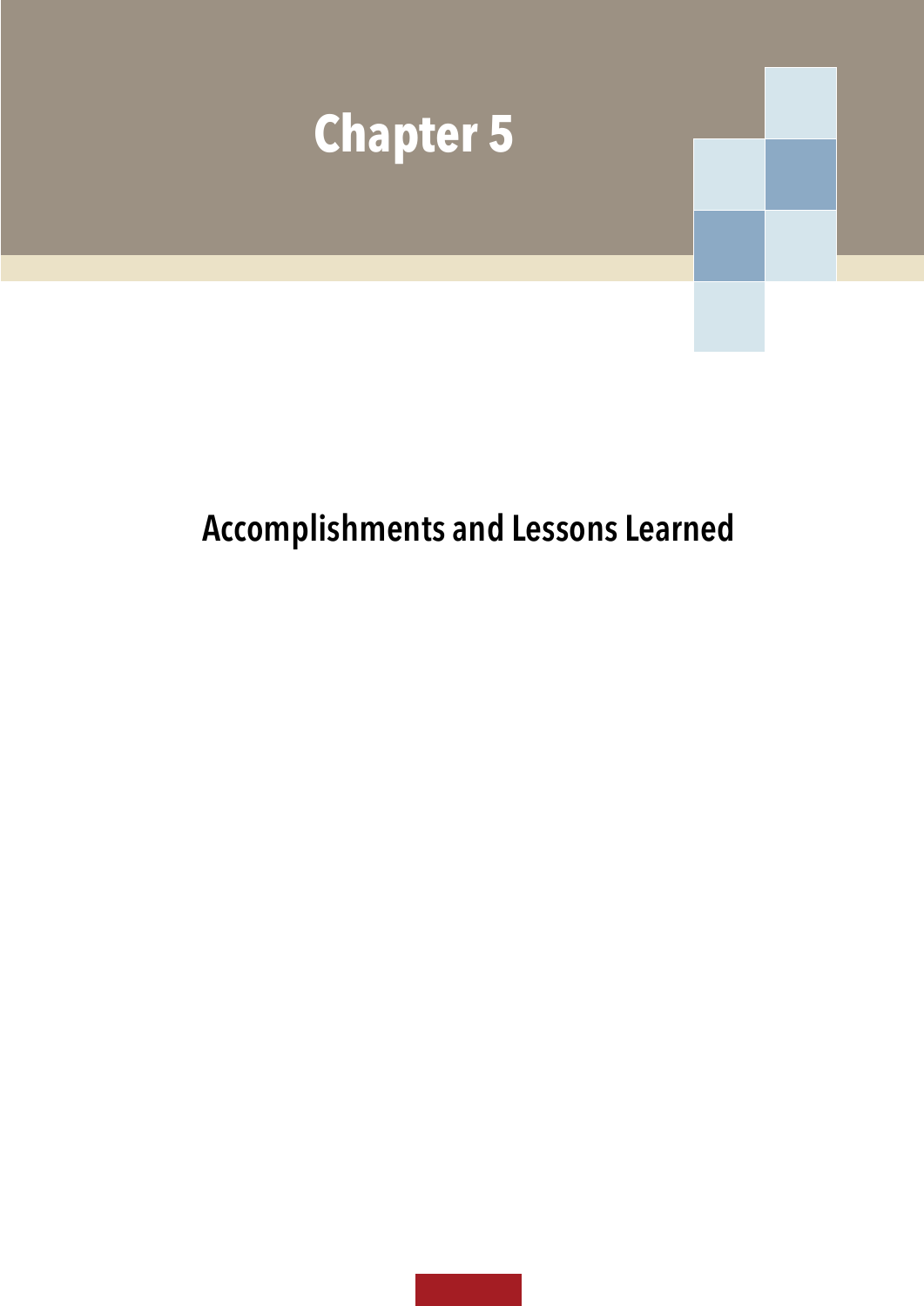# Chapter 5

## Accomplishments and Lessons Learned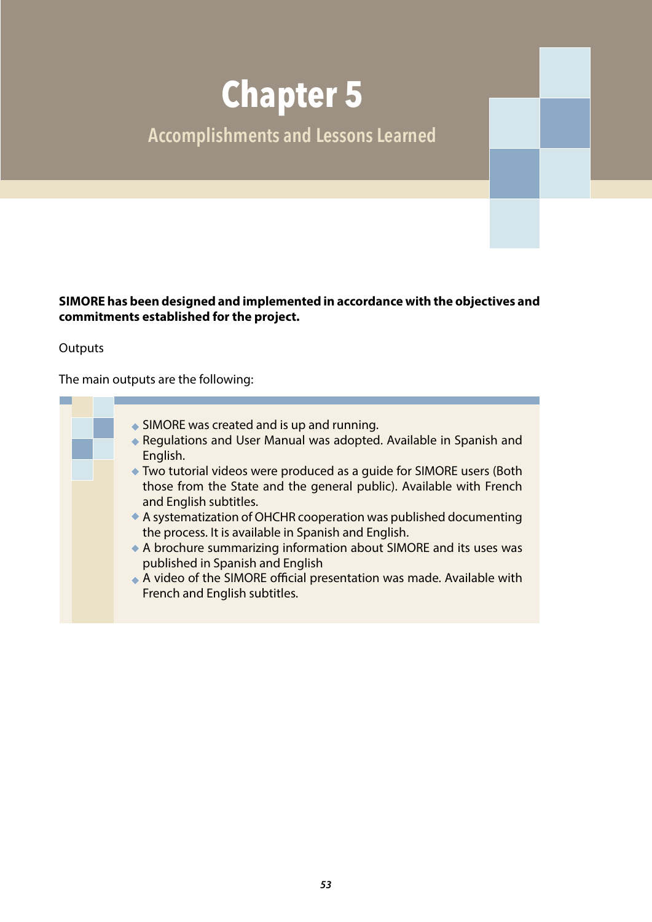# Chapter 5

## Accomplishments and Lessons Learned

**SIMORE has been designed and implemented in accordance with the objectives and commitments established for the project.**

Outputs

The main outputs are the following:

- SIMORE was created and is up and running.
- Regulations and User Manual was adopted. Available in Spanish and English.
- Two tutorial videos were produced as a guide for SIMORE users (Both those from the State and the general public). Available with French and English subtitles.
- A systematization of OHCHR cooperation was published documenting the process. It is available in Spanish and English.
- A brochure summarizing information about SIMORE and its uses was published in Spanish and English
- A video of the SIMORE official presentation was made. Available with French and English subtitles.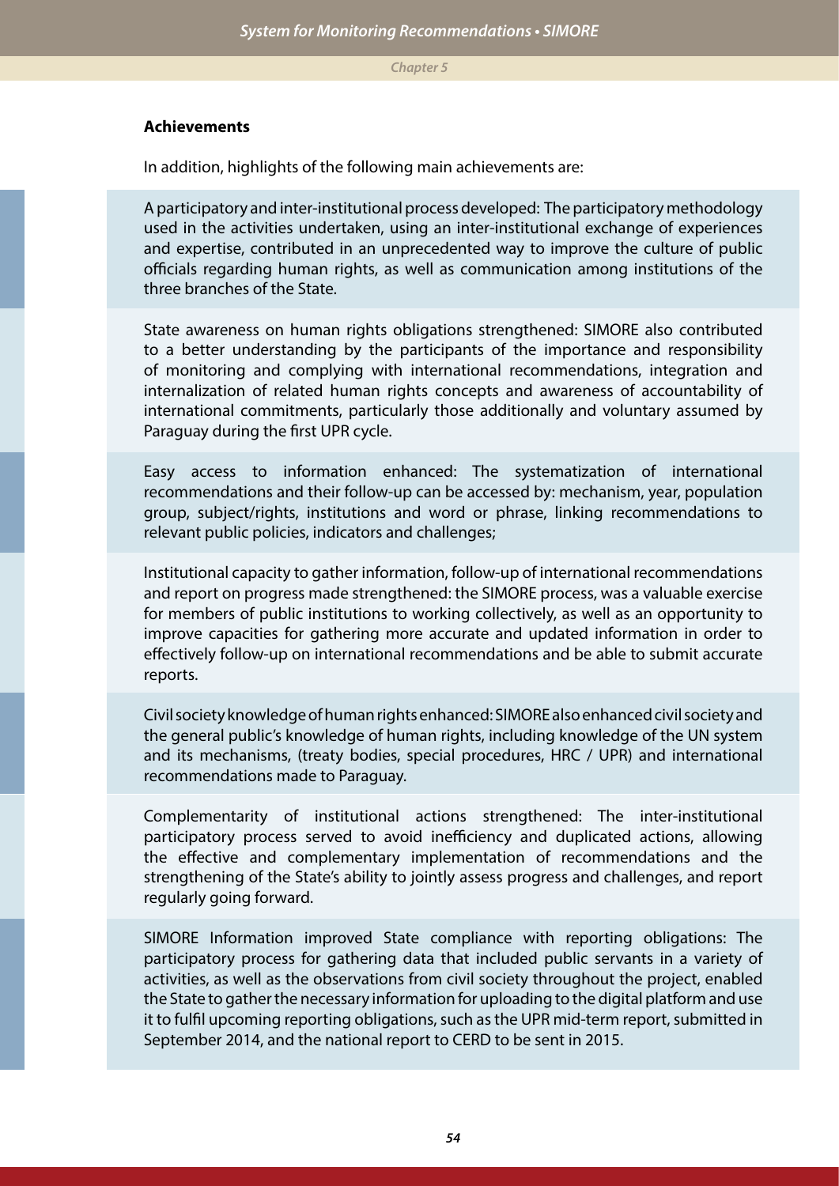### Achievements

In addition, highlights of the following main achievements are:

A participatory and inter-institutional process developed: The participatory methodology used in the activities undertaken, using an inter-institutional exchange of experiences and expertise, contributed in an unprecedented way to improve the culture of public officials regarding human rights, as well as communication among institutions of the three branches of the State.

State awareness on human rights obligations strengthened: SIMORE also contributed to a better understanding by the participants of the importance and responsibility of monitoring and complying with international recommendations, integration and internalization of related human rights concepts and awareness of accountability of international commitments, particularly those additionally and voluntary assumed by Paraguay during the first UPR cycle.

Easy access to information enhanced: The systematization of international recommendations and their follow-up can be accessed by: mechanism, year, population group, subject/rights, institutions and word or phrase, linking recommendations to relevant public policies, indicators and challenges;

Institutional capacity to gather information, follow-up of international recommendations and report on progress made strengthened: the SIMORE process, was a valuable exercise for members of public institutions to working collectively, as well as an opportunity to improve capacities for gathering more accurate and updated information in order to effectively follow-up on international recommendations and be able to submit accurate reports.

Civil society knowledge of human rights enhanced: SIMORE also enhanced civil society and the general public's knowledge of human rights, including knowledge of the UN system and its mechanisms, (treaty bodies, special procedures, HRC / UPR) and international recommendations made to Paraguay.

Complementarity of institutional actions strengthened: The inter-institutional participatory process served to avoid inefficiency and duplicated actions, allowing the effective and complementary implementation of recommendations and the strengthening of the State's ability to jointly assess progress and challenges, and report regularly going forward.

SIMORE Information improved State compliance with reporting obligations: The participatory process for gathering data that included public servants in a variety of activities, as well as the observations from civil society throughout the project, enabled the State to gather the necessary information for uploading to the digital platform and use it to fulfil upcoming reporting obligations, such as the UPR mid-term report, submitted in September 2014, and the national report to CERD to be sent in 2015.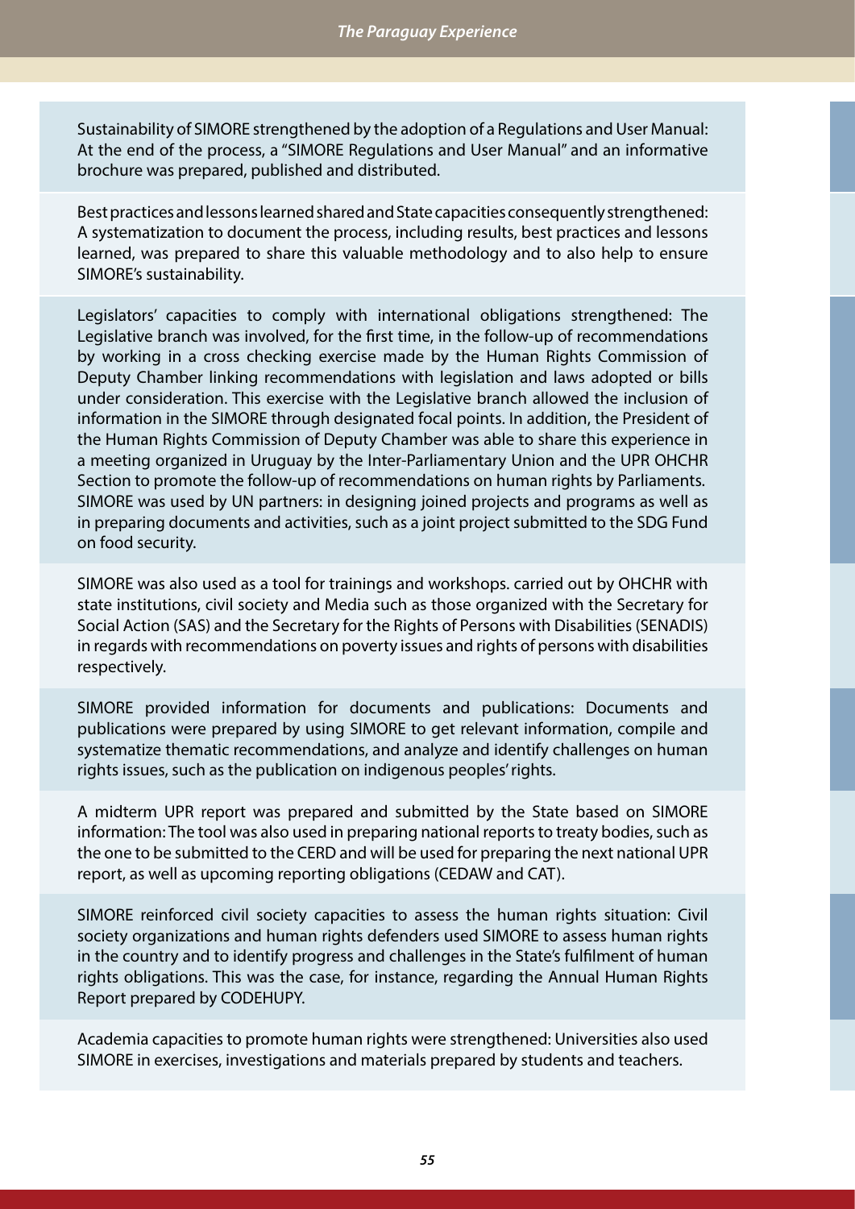Sustainability of SIMORE strengthened by the adoption of a Regulations and User Manual: At the end of the process, a "SIMORE Regulations and User Manual" and an informative brochure was prepared, published and distributed.

Best practices and lessons learned shared and State capacities consequently strengthened: A systematization to document the process, including results, best practices and lessons learned, was prepared to share this valuable methodology and to also help to ensure SIMORE's sustainability.

Legislators' capacities to comply with international obligations strengthened: The Legislative branch was involved, for the first time, in the follow-up of recommendations by working in a cross checking exercise made by the Human Rights Commission of Deputy Chamber linking recommendations with legislation and laws adopted or bills under consideration. This exercise with the Legislative branch allowed the inclusion of information in the SIMORE through designated focal points. In addition, the President of the Human Rights Commission of Deputy Chamber was able to share this experience in a meeting organized in Uruguay by the Inter-Parliamentary Union and the UPR OHCHR Section to promote the follow-up of recommendations on human rights by Parliaments. SIMORE was used by UN partners: in designing joined projects and programs as well as in preparing documents and activities, such as a joint project submitted to the SDG Fund on food security.

SIMORE was also used as a tool for trainings and workshops. carried out by OHCHR with state institutions, civil society and Media such as those organized with the Secretary for Social Action (SAS) and the Secretary for the Rights of Persons with Disabilities (SENADIS) in regards with recommendations on poverty issues and rights of persons with disabilities respectively.

SIMORE provided information for documents and publications: Documents and publications were prepared by using SIMORE to get relevant information, compile and systematize thematic recommendations, and analyze and identify challenges on human rights issues, such as the publication on indigenous peoples' rights.

A midterm UPR report was prepared and submitted by the State based on SIMORE information: The tool was also used in preparing national reports to treaty bodies, such as the one to be submitted to the CERD and will be used for preparing the next national UPR report, as well as upcoming reporting obligations (CEDAW and CAT).

SIMORE reinforced civil society capacities to assess the human rights situation: Civil society organizations and human rights defenders used SIMORE to assess human rights in the country and to identify progress and challenges in the State's fulfilment of human rights obligations. This was the case, for instance, regarding the Annual Human Rights Report prepared by CODEHUPY.

Academia capacities to promote human rights were strengthened: Universities also used SIMORE in exercises, investigations and materials prepared by students and teachers.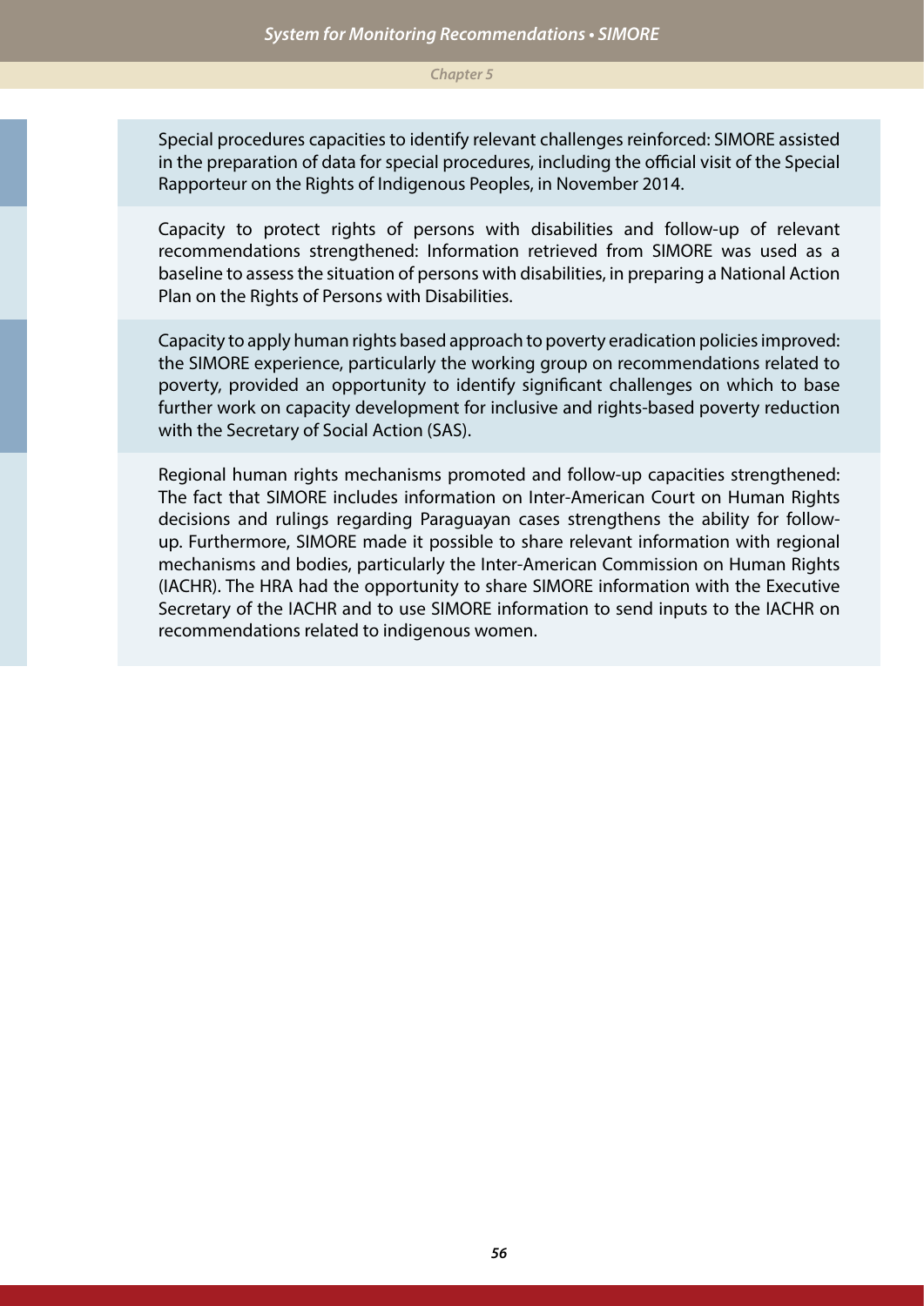Special procedures capacities to identify relevant challenges reinforced: SIMORE assisted in the preparation of data for special procedures, including the official visit of the Special Rapporteur on the Rights of Indigenous Peoples, in November 2014.

Capacity to protect rights of persons with disabilities and follow-up of relevant recommendations strengthened: Information retrieved from SIMORE was used as a baseline to assess the situation of persons with disabilities, in preparing a National Action Plan on the Rights of Persons with Disabilities.

Capacity to apply human rights based approach to poverty eradication policies improved: the SIMORE experience, particularly the working group on recommendations related to poverty, provided an opportunity to identify significant challenges on which to base further work on capacity development for inclusive and rights-based poverty reduction with the Secretary of Social Action (SAS).

Regional human rights mechanisms promoted and follow-up capacities strengthened: The fact that SIMORE includes information on Inter-American Court on Human Rights decisions and rulings regarding Paraguayan cases strengthens the ability for follow-up. Furthermore, SIMORE made it possible to share relevant information with regional mechanisms and bodies, particularly the Inter-American Commission on Human Rights (IACHR). The HRA had the opportunity to share SIMORE information with the Executive Secretary of the IACHR and to use SIMORE information to send inputs to the IACHR on recommendations related to indigenous women.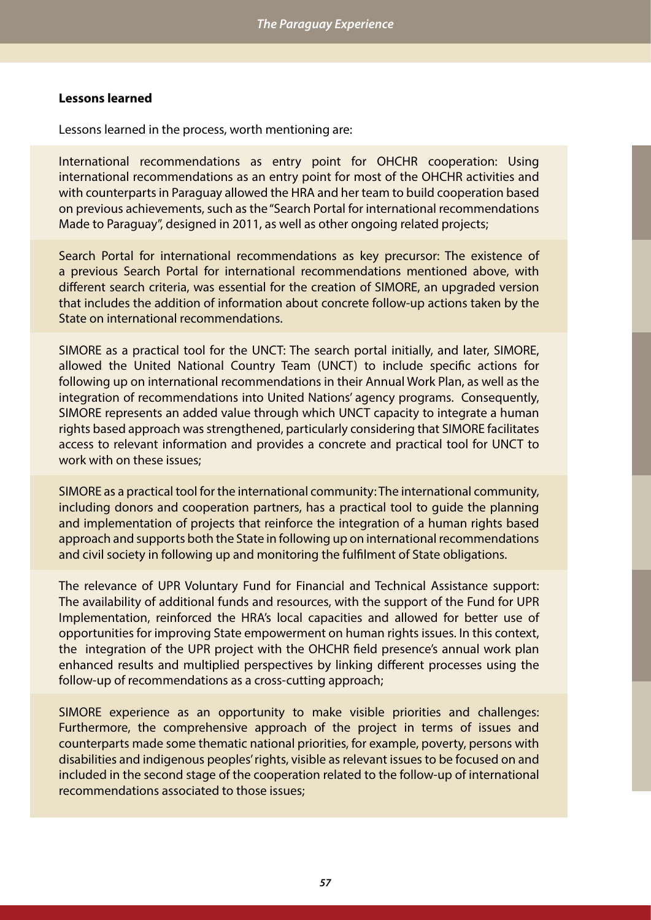**Lessons learned**

Lessons learned in the process, worth mentioning are:

International recommendations as entry point for OHCHR cooperation: Using international recommendations as an entry point for most of the OHCHR activities and with counterparts in Paraguay allowed the HRA and her team to build cooperation based on previous achievements, such as the "Search Portal for international recommendations Made to Paraguay", designed in 2011, as well as other ongoing related projects;

Search Portal for international recommendations as key precursor: The existence of a previous Search Portal for international recommendations mentioned above, with different search criteria, was essential for the creation of SIMORE, an upgraded version that includes the addition of information about concrete follow-up actions taken by the State on international recommendations.

SIMORE as a practical tool for the UNCT: The search portal initially, and later, SIMORE, allowed the United National Country Team (UNCT) to include specific actions for following up on international recommendations in their Annual Work Plan, as well as the integration of recommendations into United Nations' agency programs. Consequently, SIMORE represents an added value through which UNCT capacity to integrate a human rights based approach was strengthened, particularly considering that SIMORE facilitates access to relevant information and provides a concrete and practical tool for UNCT to work with on these issues;

SIMORE as a practical tool for the international community: The international community, including donors and cooperation partners, has a practical tool to guide the planning and implementation of projects that reinforce the integration of a human rights based approach and supports both the State in following up on international recommendations and civil society in following up and monitoring the fulfilment of State obligations.

The relevance of UPR Voluntary Fund for Financial and Technical Assistance support: The availability of additional funds and resources, with the support of the Fund for UPR Implementation, reinforced the HRA's local capacities and allowed for better use of opportunities for improving State empowerment on human rights issues. In this context, the integration of the UPR project with the OHCHR field presence's annual work plan enhanced results and multiplied perspectives by linking different processes using the follow-up of recommendations as a cross-cutting approach;

SIMORE experience as an opportunity to make visible priorities and challenges: Furthermore, the comprehensive approach of the project in terms of issues and counterparts made some thematic national priorities, for example, poverty, persons with disabilities and indigenous peoples' rights, visible as relevant issues to be focused on and included in the second stage of the cooperation related to the follow-up of international recommendations associated to those issues;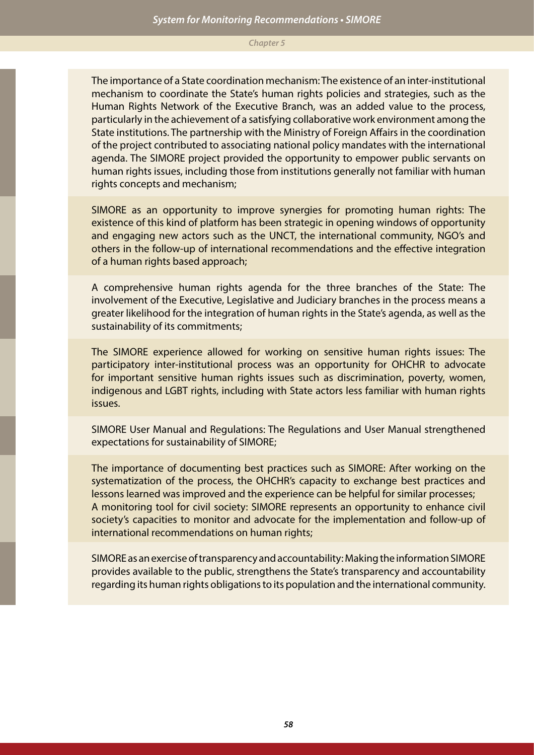The importance of a State coordination mechanism: The existence of an inter-institutional mechanism to coordinate the State's human rights policies and strategies, such as the Human Rights Network of the Executive Branch, was an added value to the process, particularly in the achievement of a satisfying collaborative work environment among the State institutions. The partnership with the Ministry of Foreign Affairs in the coordination of the project contributed to associating national policy mandates with the international agenda. The SIMORE project provided the opportunity to empower public servants on human rights issues, including those from institutions generally not familiar with human rights concepts and mechanism;

SIMORE as an opportunity to improve synergies for promoting human rights: The existence of this kind of platform has been strategic in opening windows of opportunity and engaging new actors such as the UNCT, the international community, NGO's and others in the follow-up of international recommendations and the effective integration of a human rights based approach;

A comprehensive human rights agenda for the three branches of the State: The involvement of the Executive, Legislative and Judiciary branches in the process means a greater likelihood for the integration of human rights in the State's agenda, as well as the sustainability of its commitments;

The SIMORE experience allowed for working on sensitive human rights issues: The participatory inter-institutional process was an opportunity for OHCHR to advocate for important sensitive human rights issues such as discrimination, poverty, women, indigenous and LGBT rights, including with State actors less familiar with human rights issues.

SIMORE User Manual and Regulations: The Regulations and User Manual strengthened expectations for sustainability of SIMORE;

The importance of documenting best practices such as SIMORE: After working on the systematization of the process, the OHCHR's capacity to exchange best practices and lessons learned was improved and the experience can be helpful for similar processes;
A monitoring tool for civil society: SIMORE represents an opportunity to enhance civil society's capacities to monitor and advocate for the implementation and follow-up of international recommendations on human rights;

SIMORE as an exercise of transparency and accountability: Making the information SIMORE provides available to the public, strengthens the State's transparency and accountability regarding its human rights obligations to its population and the international community.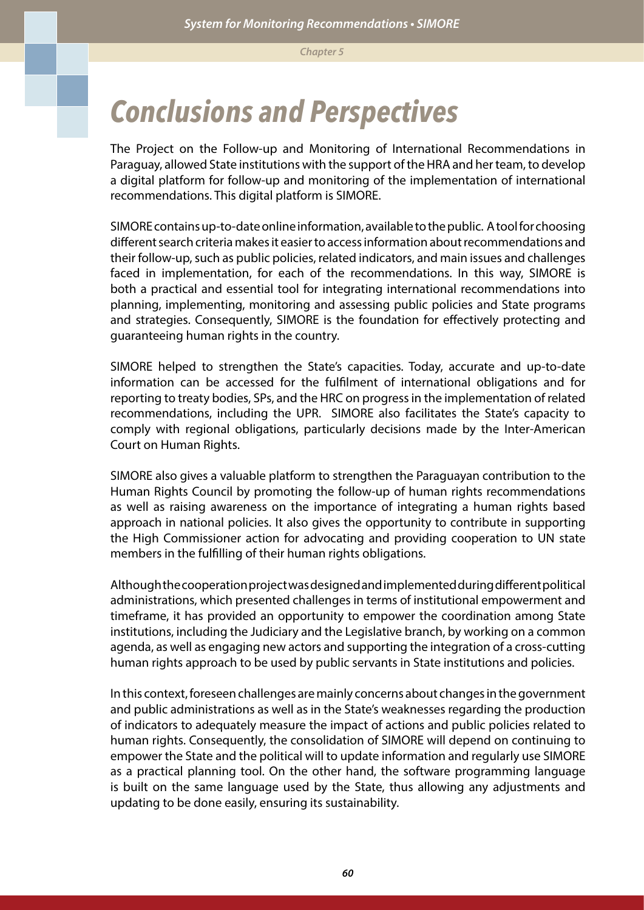# Conclusions and Perspectives

The Project on the Follow-up and Monitoring of International Recommendations in Paraguay, allowed State institutions with the support of the HRA and her team, to develop a digital platform for follow-up and monitoring of the implementation of international recommendations. This digital platform is SIMORE.

SIMORE contains up-to-date online information, available to the public. A tool for choosing different search criteria makes it easier to access information about recommendations and their follow-up, such as public policies, related indicators, and main issues and challenges faced in implementation, for each of the recommendations. In this way, SIMORE is both a practical and essential tool for integrating international recommendations into planning, implementing, monitoring and assessing public policies and State programs and strategies. Consequently, SIMORE is the foundation for effectively protecting and guaranteeing human rights in the country.

SIMORE helped to strengthen the State's capacities. Today, accurate and up-to-date information can be accessed for the fulfilment of international obligations and for reporting to treaty bodies, SPs, and the HRC on progress in the implementation of related recommendations, including the UPR. SIMORE also facilitates the State's capacity to comply with regional obligations, particularly decisions made by the Inter-American Court on Human Rights.

SIMORE also gives a valuable platform to strengthen the Paraguayan contribution to the Human Rights Council by promoting the follow-up of human rights recommendations as well as raising awareness on the importance of integrating a human rights based approach in national policies. It also gives the opportunity to contribute in supporting the High Commissioner action for advocating and providing cooperation to UN state members in the fulfilling of their human rights obligations.

Although the cooperation project was designed and implemented during different political administrations, which presented challenges in terms of institutional empowerment and timeframe, it has provided an opportunity to empower the coordination among State institutions, including the Judiciary and the Legislative branch, by working on a common agenda, as well as engaging new actors and supporting the integration of a cross-cutting human rights approach to be used by public servants in State institutions and policies.

In this context, foreseen challenges are mainly concerns about changes in the government and public administrations as well as in the State's weaknesses regarding the production of indicators to adequately measure the impact of actions and public policies related to human rights. Consequently, the consolidation of SIMORE will depend on continuing to empower the State and the political will to update information and regularly use SIMORE as a practical planning tool. On the other hand, the software programming language is built on the same language used by the State, thus allowing any adjustments and updating to be done easily, ensuring its sustainability.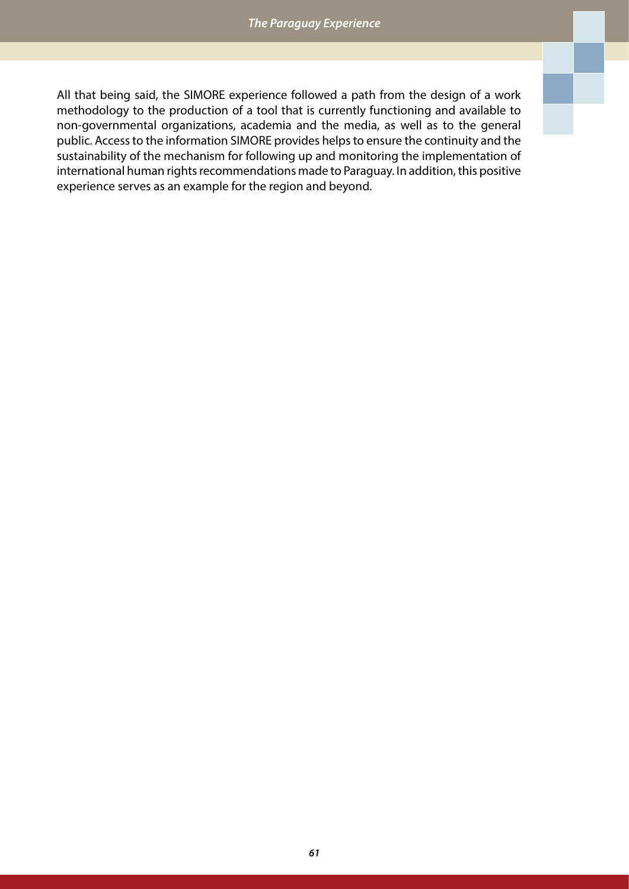All that being said, the SIMORE experience followed a path from the design of a work methodology to the production of a tool that is currently functioning and available to non-governmental organizations, academia and the media, as well as to the general public. Access to the information SIMORE provides helps to ensure the continuity and the sustainability of the mechanism for following up and monitoring the implementation of international human rights recommendations made to Paraguay. In addition, this positive experience serves as an example for the region and beyond.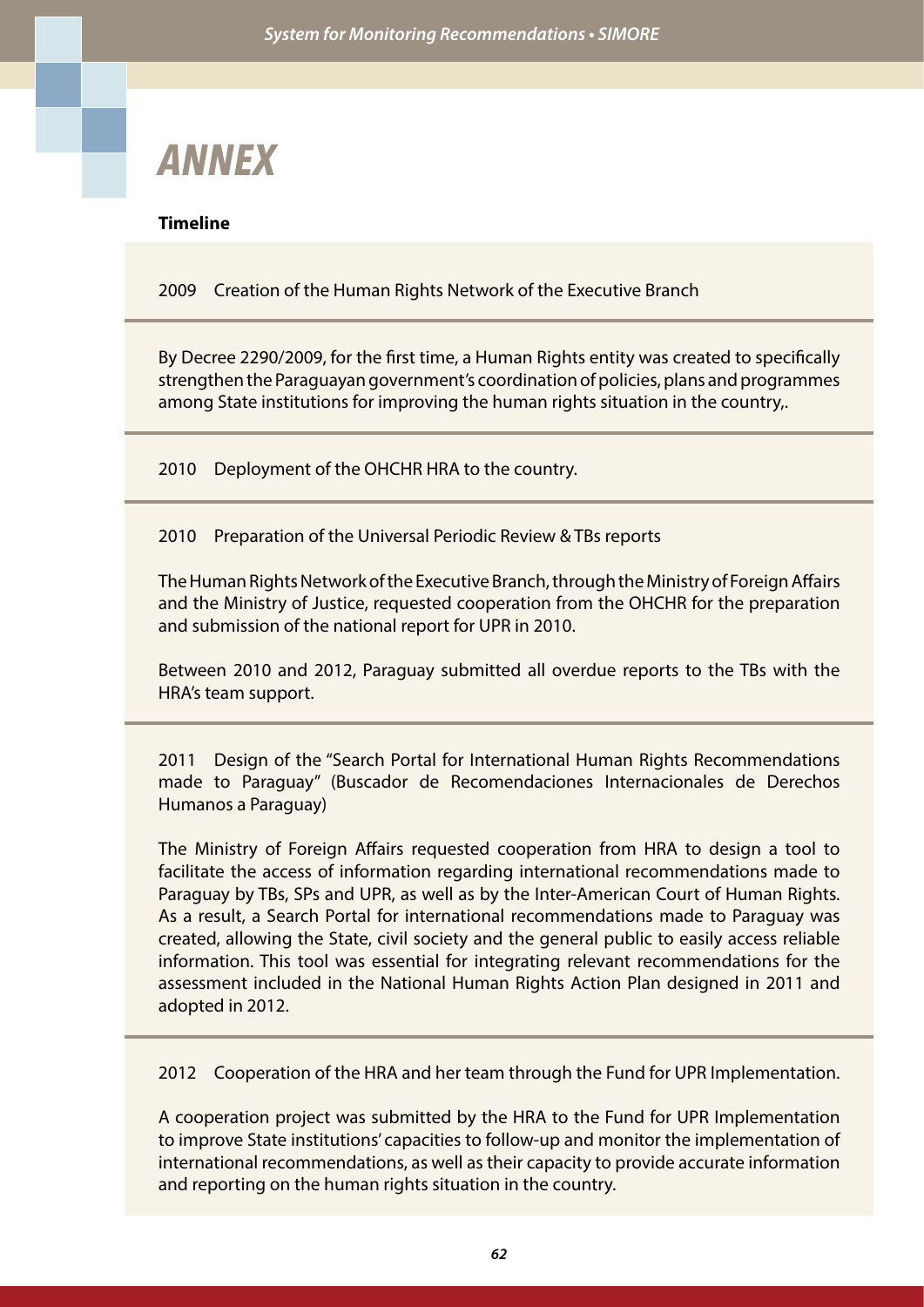# ANNEX

**Timeline**

2009 Creation of the Human Rights Network of the Executive Branch

By Decree 2290/2009, for the first time, a Human Rights entity was created to specifically strengthen the Paraguayan government's coordination of policies, plans and programmes among State institutions for improving the human rights situation in the country,.

2010 Deployment of the OHCHR HRA to the country.

2010 Preparation of the Universal Periodic Review & TBs reports

The Human Rights Network of the Executive Branch, through the Ministry of Foreign Affairs and the Ministry of Justice, requested cooperation from the OHCHR for the preparation and submission of the national report for UPR in 2010.

Between 2010 and 2012, Paraguay submitted all overdue reports to the TBs with the HRA's team support.

2011 Design of the "Search Portal for International Human Rights Recommendations made to Paraguay" (Buscador de Recomendaciones Internacionales de Derechos Humanos a Paraguay)

The Ministry of Foreign Affairs requested cooperation from HRA to design a tool to facilitate the access of information regarding international recommendations made to Paraguay by TBs, SPs and UPR, as well as by the Inter-American Court of Human Rights. As a result, a Search Portal for international recommendations made to Paraguay was created, allowing the State, civil society and the general public to easily access reliable information. This tool was essential for integrating relevant recommendations for the assessment included in the National Human Rights Action Plan designed in 2011 and adopted in 2012.

2012 Cooperation of the HRA and her team through the Fund for UPR Implementation.

A cooperation project was submitted by the HRA to the Fund for UPR Implementation to improve State institutions' capacities to follow-up and monitor the implementation of international recommendations, as well as their capacity to provide accurate information and reporting on the human rights situation in the country.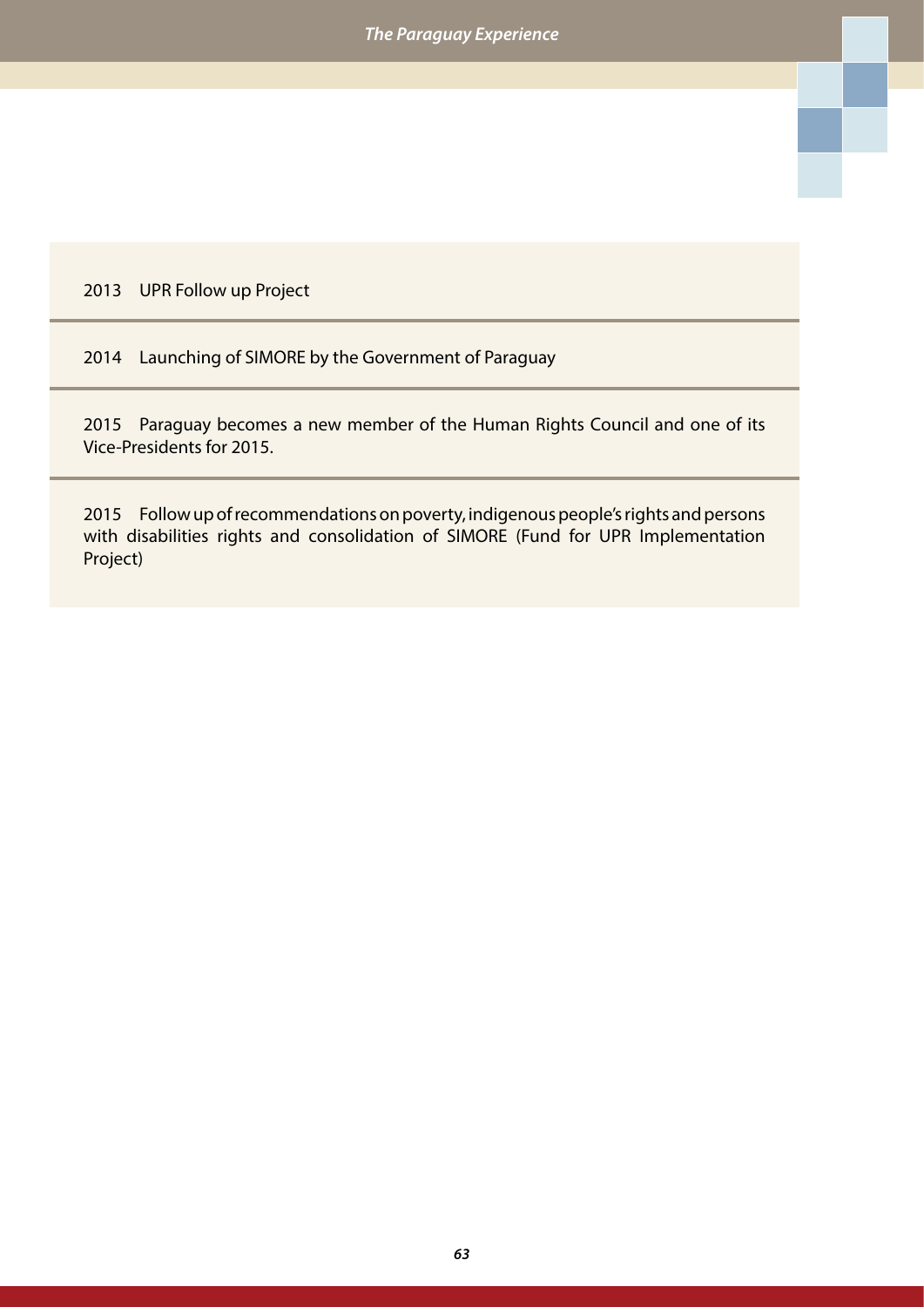| | |
|---|---|
| 2013 | UPR Follow up Project |
| 2014 | Launching of SIMORE by the Government of Paraguay |
| 2015 | Paraguay becomes a new member of the Human Rights Council and one of its Vice-Presidents for 2015. |
| 2015 | Follow up of recommendations on poverty, indigenous people's rights and persons with disabilities rights and consolidation of SIMORE (Fund for UPR Implementation Project) |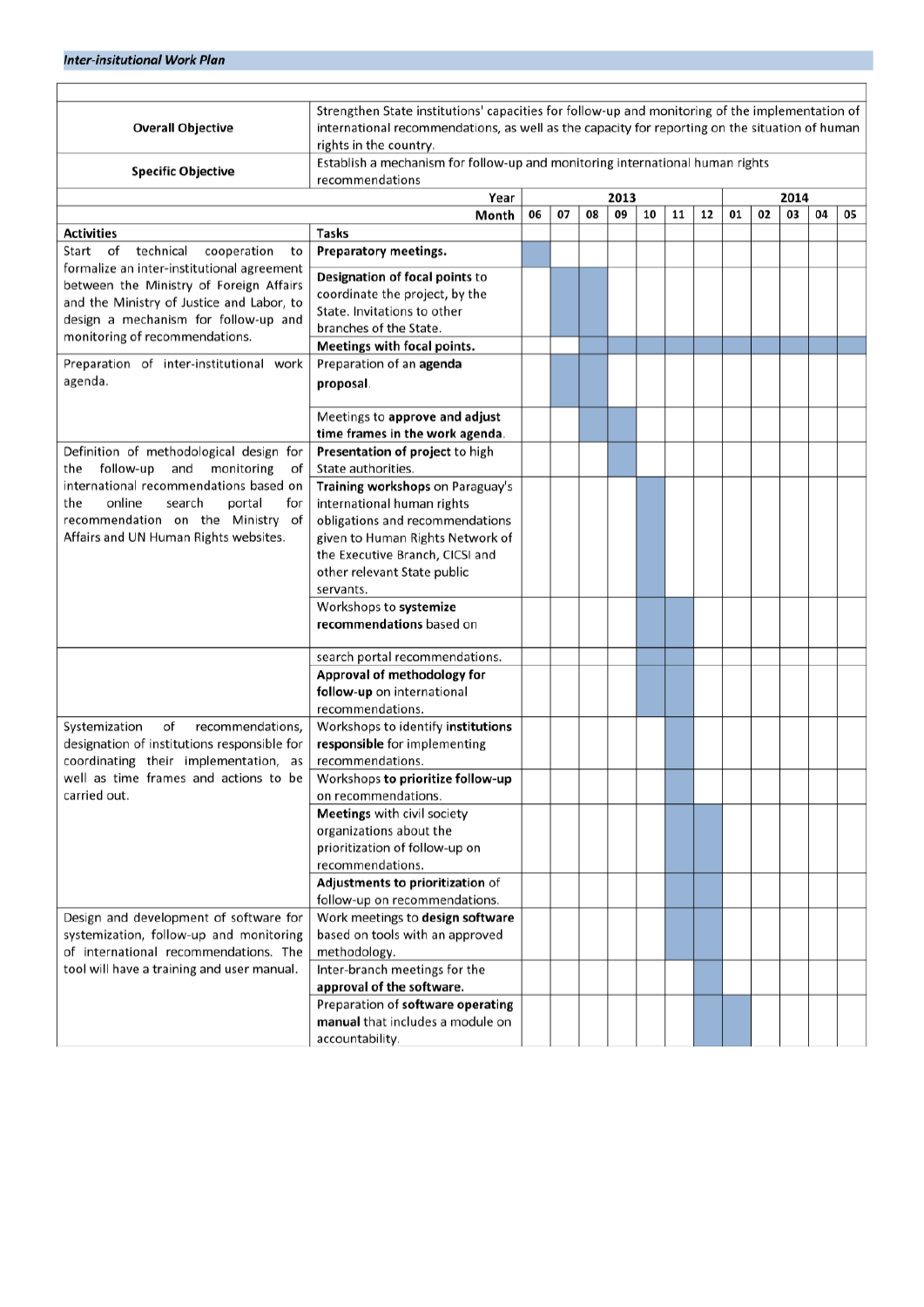***Inter-insitutional Work Plan***

| | | | | | | | | | | | | | |
|---|---|---|---|---|---|---|---|---|---|---|---|---|---|
| **Overall Objective** | Strengthen State institutions' capacities for follow-up and monitoring of the implementation of international recommendations, as well as the capacity for reporting on the situation of human rights in the country. | | | | | | | | | | | | |
| **Specific Objective** | Establish a mechanism for follow-up and monitoring international human rights recommendations | | | | | | | | | | | | |
| | **Year** | **2013** | | | | | | | **2014** | | | | |
| | **Month** | **06** | **07** | **08** | **09** | **10** | **11** | **12** | **01** | **02** | **03** | **04** | **05** |
| **Activities** | **Tasks** | | | | | | | | | | | | |
| Start of technical cooperation to formalize an inter-institutional agreement between the Ministry of Foreign Affairs and the Ministry of Justice and Labor, to design a mechanism for follow-up and monitoring of recommendations. | **Preparatory meetings.** | X | | | | | | | | | | | |
| | **Designation of focal points** to coordinate the project, by the State. Invitations to other branches of the State. | | X | X | | | | | | | | | |
| | **Meetings with focal points.** | | | X | X | X | X | X | X | X | X | X | X |
| Preparation of inter-institutional work agenda. | Preparation of an **agenda proposal**. | | X | X | | | | | | | | | |
| | Meetings to **approve and adjust time frames in the work agenda**. | | | X | X | | | | | | | | |
| Definition of methodological design for the follow-up and monitoring of international recommendations based on the online search portal for recommendation on the Ministry of Affairs and UN Human Rights websites. | **Presentation of project** to high State authorities. | | | | X | | | | | | | | |
| | **Training workshops** on Paraguay's international human rights obligations and recommendations given to Human Rights Network of the Executive Branch, CICSI and other relevant State public servants. | | | | | X | | | | | | | |
| | Workshops to **systemize recommendations** based on | | | | | X | X | | | | | | |
| | search portal recommendations. | | | | | X | X | | | | | | |
| | **Approval of methodology for follow-up** on international recommendations. | | | | | X | X | | | | | | |
| Systemization of recommendations, designation of institutions responsible for coordinating their implementation, as well as time frames and actions to be carried out. | Workshops **to identify institutions responsible** for implementing recommendations. | | | | | | X | | | | | | |
| | Workshops **to prioritize follow-up** on recommendations. | | | | | | X | | | | | | |
| | **Meetings** with civil society organizations about the prioritization of follow-up on recommendations. | | | | | | X | X | | | | | |
| | **Adjustments to prioritization** of follow-up on recommendations. | | | | | | X | X | | | | | |
| Design and development of software for systemization, follow-up and monitoring of international recommendations. The tool will have a training and user manual. | Work meetings **to design software** based on tools with an approved methodology. | | | | | | X | X | | | | | |
| | Inter-branch meetings for the **approval of the software.** | | | | | | | X | | | | | |
| | Preparation of **software operating manual** that includes a module on accountability. | | | | | | | X | X | | | | |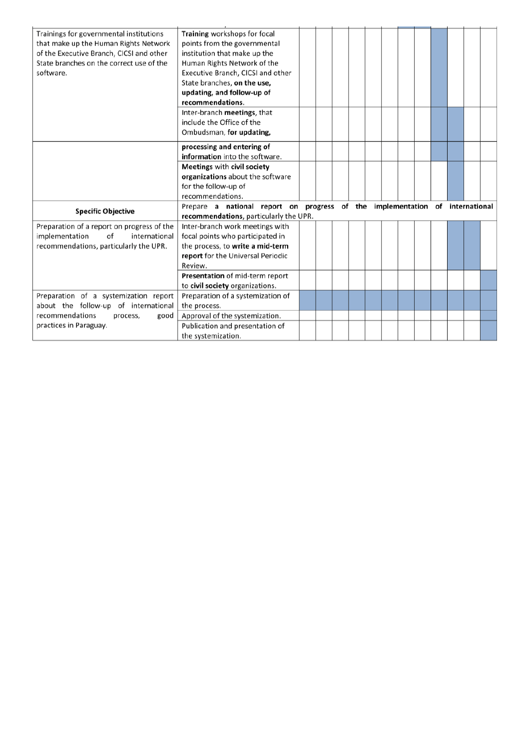| | | | | | | | | | | | | | |
|---|---|---|---|---|---|---|---|---|---|---|---|---|---|
| Trainings for governmental institutions that make up the Human Rights Network of the Executive Branch, CICSI and other State branches on the correct use of the software. | **Training** workshops for focal points from the governmental institution that make up the Human Rights Network of the Executive Branch, CICSI and other State branches, **on the use, updating, and follow-up of recommendations.** | | | | | | | | | | | | |
| | Inter-branch **meetings**, that include the Office of the Ombudsman, **for updating, processing and entering of information** into the software. | | | | | | | | | | | | |
| | **Meetings** with **civil society organizations** about the software for the follow-up of recommendations. | | | | | | | | | | | | |
| **Specific Objective** | Prepare **a national report on progress of the implementation of international recommendations,** particularly the UPR. | | | | | | | | | | | | |
| Preparation of a report on progress of the implementation of international recommendations, particularly the UPR. | Inter-branch work meetings with focal points who participated in the process, to **write a mid-term report** for the Universal Periodic Review. | | | | | | | | | | | | |
| | **Presentation** of mid-term report to **civil society** organizations. | | | | | | | | | | | | |
| Preparation of a systemization report about the follow-up of international recommendations process, good practices in Paraguay. | Preparation of a systemization of the process. | | | | | | | | | | | | |
| | Approval of the systemization. | | | | | | | | | | | | |
| | Publication and presentation of the systemization. | | | | | | | | | | | | |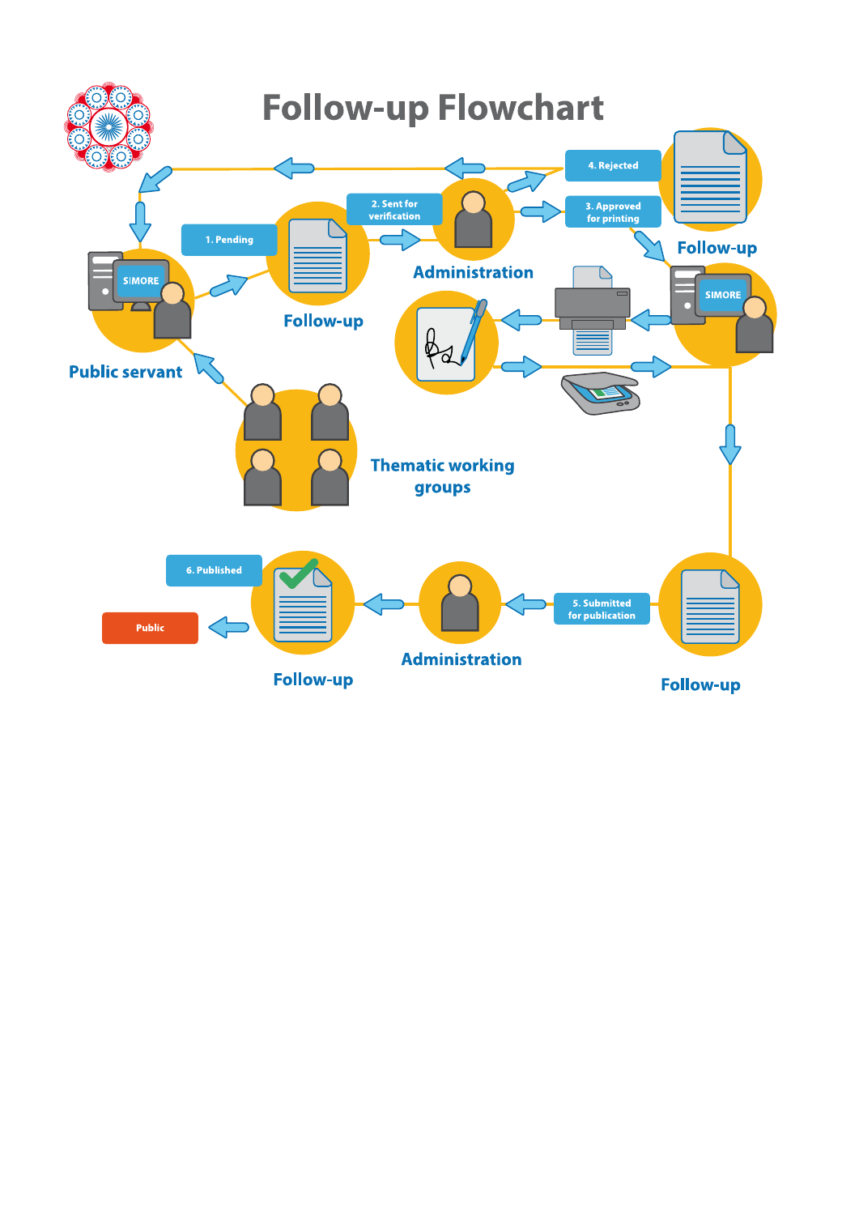# Follow-up Flowchart

Public servant

1. Pending

Follow-up

2. Sent for verification

Administration

4. Rejected

3. Approved for printing

Follow-up

SIMORE

SIMORE

Thematic working groups

5. Submitted for publication

Follow-up

Administration

6. Published

Follow-up

Public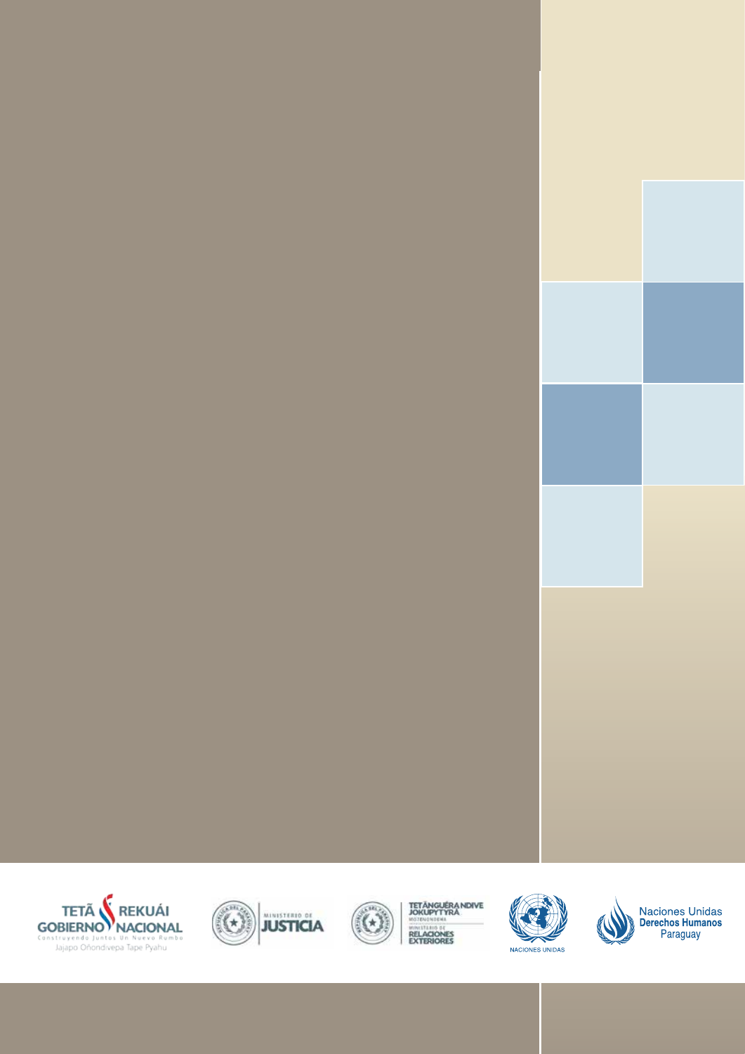TETÃ REKUÁI
GOBIERNO NACIONAL
Construyendo Juntos Un Nuevo Rumbo
Jajapo Oñondivepa Tape Pyahu

MINISTERIO DE JUSTICIA

TETÃNGUÉRA NDIVE JOKUPYTYRÃ MOTENONDEHA
MINISTERIO DE RELACIONES EXTERIORES

NACIONES UNIDAS

Naciones Unidas
Derechos Humanos
Paraguay